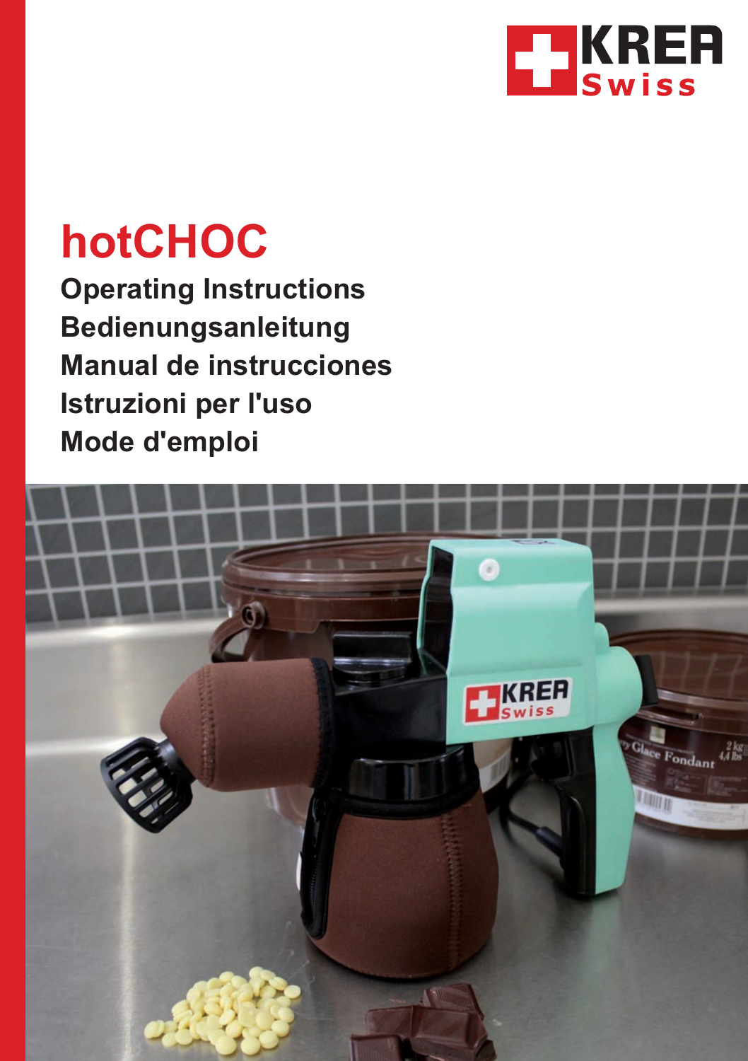# hotCHOC

**Operating Instructions**
**Bedienungsanleitung**
**Manual de instrucciones**
**Istruzioni per l'uso**
**Mode d'emploi**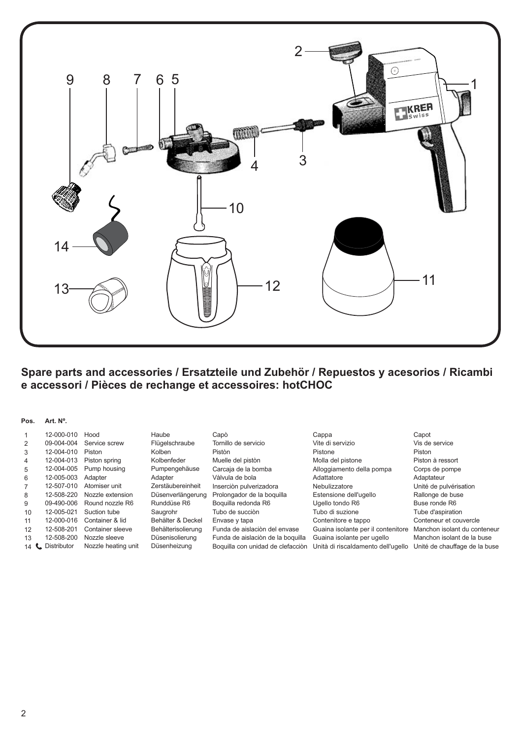## Spare parts and accessories / Ersatzteile und Zubehör / Repuestos y acesorios / Ricambi e accessori / Pièces de rechange et accessoires: hotCHOC

| Pos. | Art. Nº. | | | | | |
|---|---|---|---|---|---|---|
| 1 | 12-000-010 | Hood | Haube | Capò | Cappa | Capot |
| 2 | 09-004-004 | Service screw | Flügelschraube | Tornillo de servicio | Vite di servizio | Vis de service |
| 3 | 12-004-010 | Piston | Kolben | Pistòn | Pistone | Piston |
| 4 | 12-004-013 | Piston spring | Kolbenfeder | Muelle del pistòn | Molla del pistone | Piston à ressort |
| 5 | 12-004-005 | Pump housing | Pumpengehäuse | Carcaja de la bomba | Alloggiamento della pompa | Corps de pompe |
| 6 | 12-005-003 | Adapter | Adapter | Vàlvula de bola | Adattatore | Adaptateur |
| 7 | 12-507-010 | Atomiser unit | Zerstäubereinheit | Inserciòn pulverizadora | Nebulizzatore | Unité de pulvérisation |
| 8 | 12-508-220 | Nozzle extension | Düsenverlängerung | Prolongador de la boquilla | Estensione dell'ugello | Rallonge de buse |
| 9 | 09-490-006 | Round nozzle R6 | Runddüse R6 | Boquilla redonda R6 | Ugello tondo R6 | Buse ronde R6 |
| 10 | 12-005-021 | Suction tube | Saugrohr | Tubo de succiòn | Tubo di suzione | Tube d'aspiration |
| 11 | 12-000-016 | Container & lid | Behälter & Deckel | Envase y tapa | Contenitore e tappo | Conteneur et couvercle |
| 12 | 12-508-201 | Container sleeve | Behälterisolierung | Funda de aislaciòn del envase | Guaina isolante per il contenitore | Manchon isolant du conteneur |
| 13 | 12-508-200 | Nozzle sleeve | Düsenisolierung | Funda de aislaciòn de la boquilla | Guaina isolante per ugello | Manchon isolant de la buse |
| 14 | Distributor | Nozzle heating unit | Düsenheizung | Boquilla con unidad de clefacciòn | Unità di riscaldamento dell'ugello | Unité de chauffage de la buse |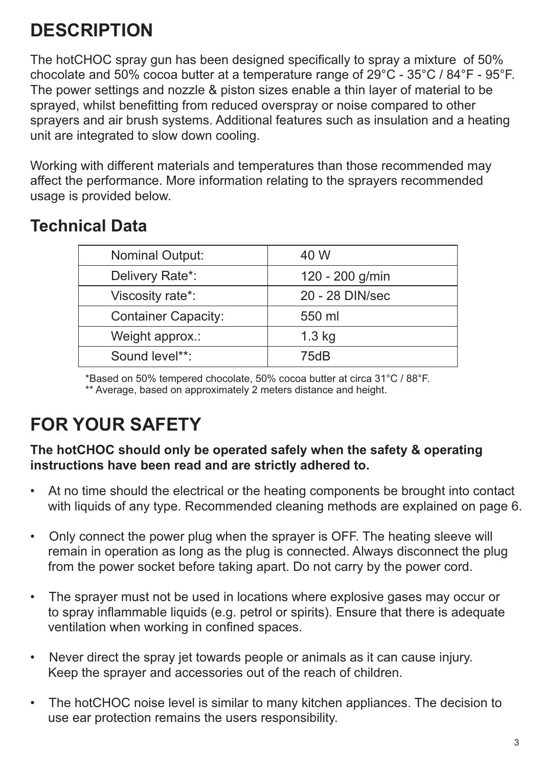# DESCRIPTION

The hotCHOC spray gun has been designed specifically to spray a mixture of 50% chocolate and 50% cocoa butter at a temperature range of 29°C - 35°C / 84°F - 95°F. The power settings and nozzle & piston sizes enable a thin layer of material to be sprayed, whilst benefitting from reduced overspray or noise compared to other sprayers and air brush systems. Additional features such as insulation and a heating unit are integrated to slow down cooling.

Working with different materials and temperatures than those recommended may affect the performance. More information relating to the sprayers recommended usage is provided below.

## Technical Data

| | |
|---|---|
| Nominal Output: | 40 W |
| Delivery Rate*: | 120 - 200 g/min |
| Viscosity rate*: | 20 - 28 DIN/sec |
| Container Capacity: | 550 ml |
| Weight approx.: | 1.3 kg |
| Sound level**: | 75dB |

*Based on 50% tempered chocolate, 50% cocoa butter at circa 31°C / 88°F.
** Average, based on approximately 2 meters distance and height.

# FOR YOUR SAFETY

**The hotCHOC should only be operated safely when the safety & operating instructions have been read and are strictly adhered to.**

- At no time should the electrical or the heating components be brought into contact with liquids of any type. Recommended cleaning methods are explained on page 6.
- Only connect the power plug when the sprayer is OFF. The heating sleeve will remain in operation as long as the plug is connected. Always disconnect the plug from the power socket before taking apart. Do not carry by the power cord.
- The sprayer must not be used in locations where explosive gases may occur or to spray inflammable liquids (e.g. petrol or spirits). Ensure that there is adequate ventilation when working in confined spaces.
- Never direct the spray jet towards people or animals as it can cause injury. Keep the sprayer and accessories out of the reach of children.
- The hotCHOC noise level is similar to many kitchen appliances. The decision to use ear protection remains the users responsibility.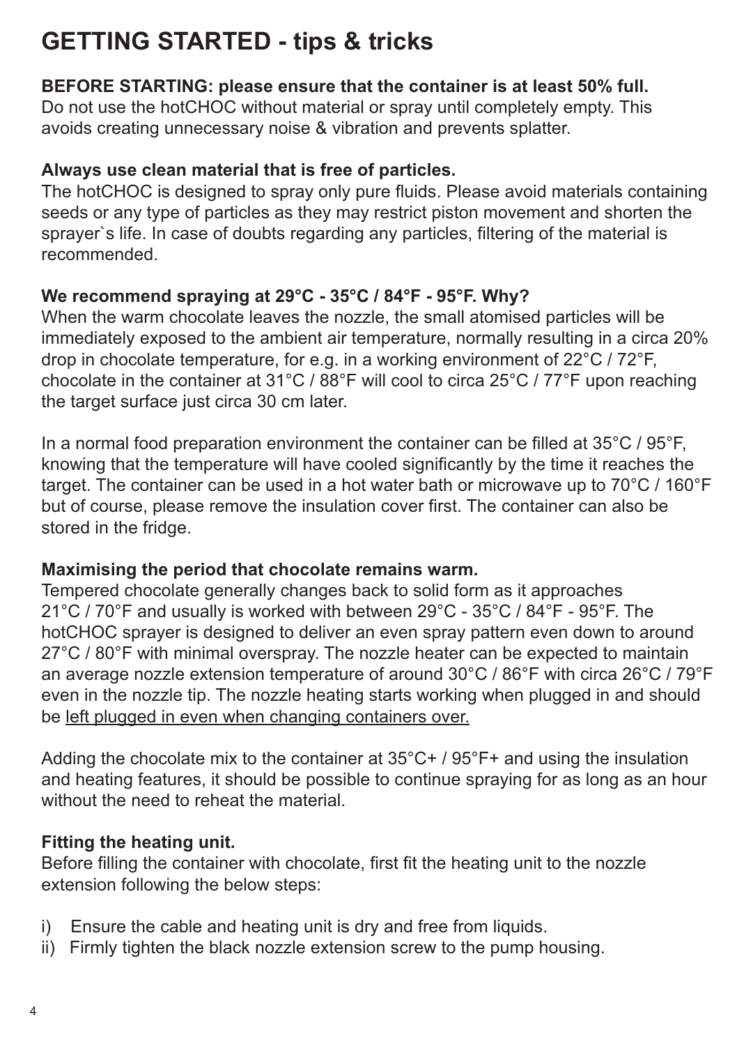# GETTING STARTED - tips & tricks

**BEFORE STARTING: please ensure that the container is at least 50% full.**
Do not use the hotCHOC without material or spray until completely empty. This avoids creating unnecessary noise & vibration and prevents splatter.

**Always use clean material that is free of particles.**
The hotCHOC is designed to spray only pure fluids. Please avoid materials containing seeds or any type of particles as they may restrict piston movement and shorten the sprayer`s life. In case of doubts regarding any particles, filtering of the material is recommended.

**We recommend spraying at 29°C - 35°C / 84°F - 95°F. Why?**
When the warm chocolate leaves the nozzle, the small atomised particles will be immediately exposed to the ambient air temperature, normally resulting in a circa 20% drop in chocolate temperature, for e.g. in a working environment of 22°C / 72°F, chocolate in the container at 31°C / 88°F will cool to circa 25°C / 77°F upon reaching the target surface just circa 30 cm later.

In a normal food preparation environment the container can be filled at 35°C / 95°F, knowing that the temperature will have cooled significantly by the time it reaches the target. The container can be used in a hot water bath or microwave up to 70°C / 160°F but of course, please remove the insulation cover first. The container can also be stored in the fridge.

**Maximising the period that chocolate remains warm.**
Tempered chocolate generally changes back to solid form as it approaches 21°C / 70°F and usually is worked with between 29°C - 35°C / 84°F - 95°F. The hotCHOC sprayer is designed to deliver an even spray pattern even down to around 27°C / 80°F with minimal overspray. The nozzle heater can be expected to maintain an average nozzle extension temperature of around 30°C / 86°F with circa 26°C / 79°F even in the nozzle tip. The nozzle heating starts working when plugged in and should be <u>left plugged in even when changing containers over.</u>

Adding the chocolate mix to the container at 35°C+ / 95°F+ and using the insulation and heating features, it should be possible to continue spraying for as long as an hour without the need to reheat the material.

**Fitting the heating unit.**
Before filling the container with chocolate, first fit the heating unit to the nozzle extension following the below steps:

i) Ensure the cable and heating unit is dry and free from liquids.
ii) Firmly tighten the black nozzle extension screw to the pump housing.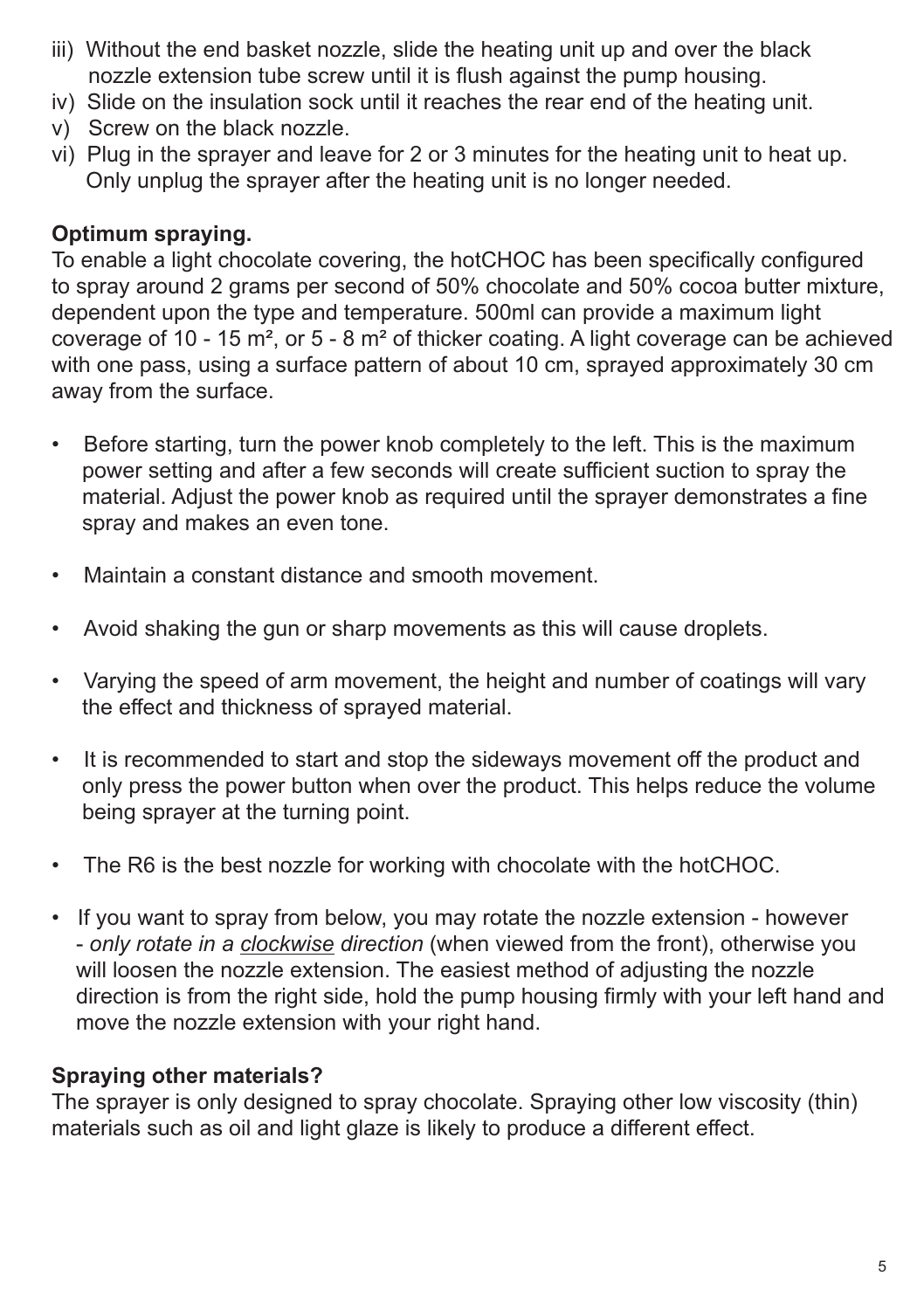iii) Without the end basket nozzle, slide the heating unit up and over the black nozzle extension tube screw until it is flush against the pump housing.
iv) Slide on the insulation sock until it reaches the rear end of the heating unit.
v) Screw on the black nozzle.
vi) Plug in the sprayer and leave for 2 or 3 minutes for the heating unit to heat up. Only unplug the sprayer after the heating unit is no longer needed.

**Optimum spraying.**

To enable a light chocolate covering, the hotCHOC has been specifically configured to spray around 2 grams per second of 50% chocolate and 50% cocoa butter mixture, dependent upon the type and temperature. 500ml can provide a maximum light coverage of 10 - 15 m², or 5 - 8 m² of thicker coating. A light coverage can be achieved with one pass, using a surface pattern of about 10 cm, sprayed approximately 30 cm away from the surface.

- Before starting, turn the power knob completely to the left. This is the maximum power setting and after a few seconds will create sufficient suction to spray the material. Adjust the power knob as required until the sprayer demonstrates a fine spray and makes an even tone.
- Maintain a constant distance and smooth movement.
- Avoid shaking the gun or sharp movements as this will cause droplets.
- Varying the speed of arm movement, the height and number of coatings will vary the effect and thickness of sprayed material.
- It is recommended to start and stop the sideways movement off the product and only press the power button when over the product. This helps reduce the volume being sprayer at the turning point.
- The R6 is the best nozzle for working with chocolate with the hotCHOC.
- If you want to spray from below, you may rotate the nozzle extension - however - *only rotate in a clockwise direction* (when viewed from the front), otherwise you will loosen the nozzle extension. The easiest method of adjusting the nozzle direction is from the right side, hold the pump housing firmly with your left hand and move the nozzle extension with your right hand.

**Spraying other materials?**

The sprayer is only designed to spray chocolate. Spraying other low viscosity (thin) materials such as oil and light glaze is likely to produce a different effect.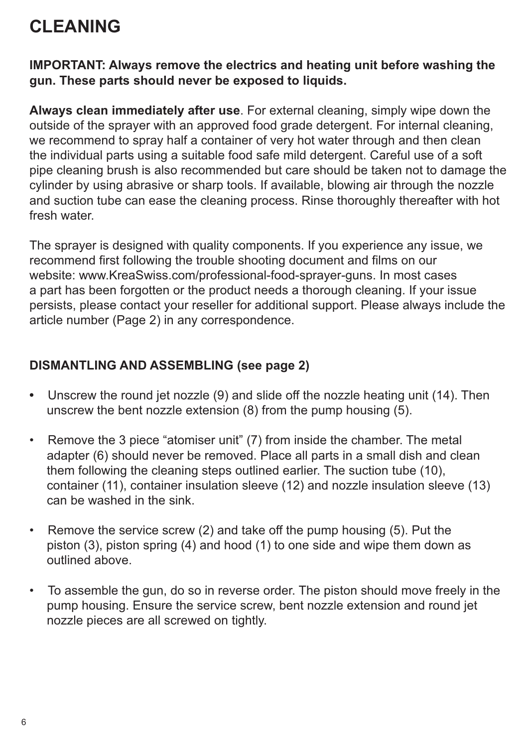# CLEANING

**IMPORTANT: Always remove the electrics and heating unit before washing the gun. These parts should never be exposed to liquids.**

**Always clean immediately after use**. For external cleaning, simply wipe down the outside of the sprayer with an approved food grade detergent. For internal cleaning, we recommend to spray half a container of very hot water through and then clean the individual parts using a suitable food safe mild detergent. Careful use of a soft pipe cleaning brush is also recommended but care should be taken not to damage the cylinder by using abrasive or sharp tools. If available, blowing air through the nozzle and suction tube can ease the cleaning process. Rinse thoroughly thereafter with hot fresh water.

The sprayer is designed with quality components. If you experience any issue, we recommend first following the trouble shooting document and films on our website: www.KreaSwiss.com/professional-food-sprayer-guns. In most cases a part has been forgotten or the product needs a thorough cleaning. If your issue persists, please contact your reseller for additional support. Please always include the article number (Page 2) in any correspondence.

## DISMANTLING AND ASSEMBLING (see page 2)

- Unscrew the round jet nozzle (9) and slide off the nozzle heating unit (14). Then unscrew the bent nozzle extension (8) from the pump housing (5).
- Remove the 3 piece “atomiser unit” (7) from inside the chamber. The metal adapter (6) should never be removed. Place all parts in a small dish and clean them following the cleaning steps outlined earlier. The suction tube (10), container (11), container insulation sleeve (12) and nozzle insulation sleeve (13) can be washed in the sink.
- Remove the service screw (2) and take off the pump housing (5). Put the piston (3), piston spring (4) and hood (1) to one side and wipe them down as outlined above.
- To assemble the gun, do so in reverse order. The piston should move freely in the pump housing. Ensure the service screw, bent nozzle extension and round jet nozzle pieces are all screwed on tightly.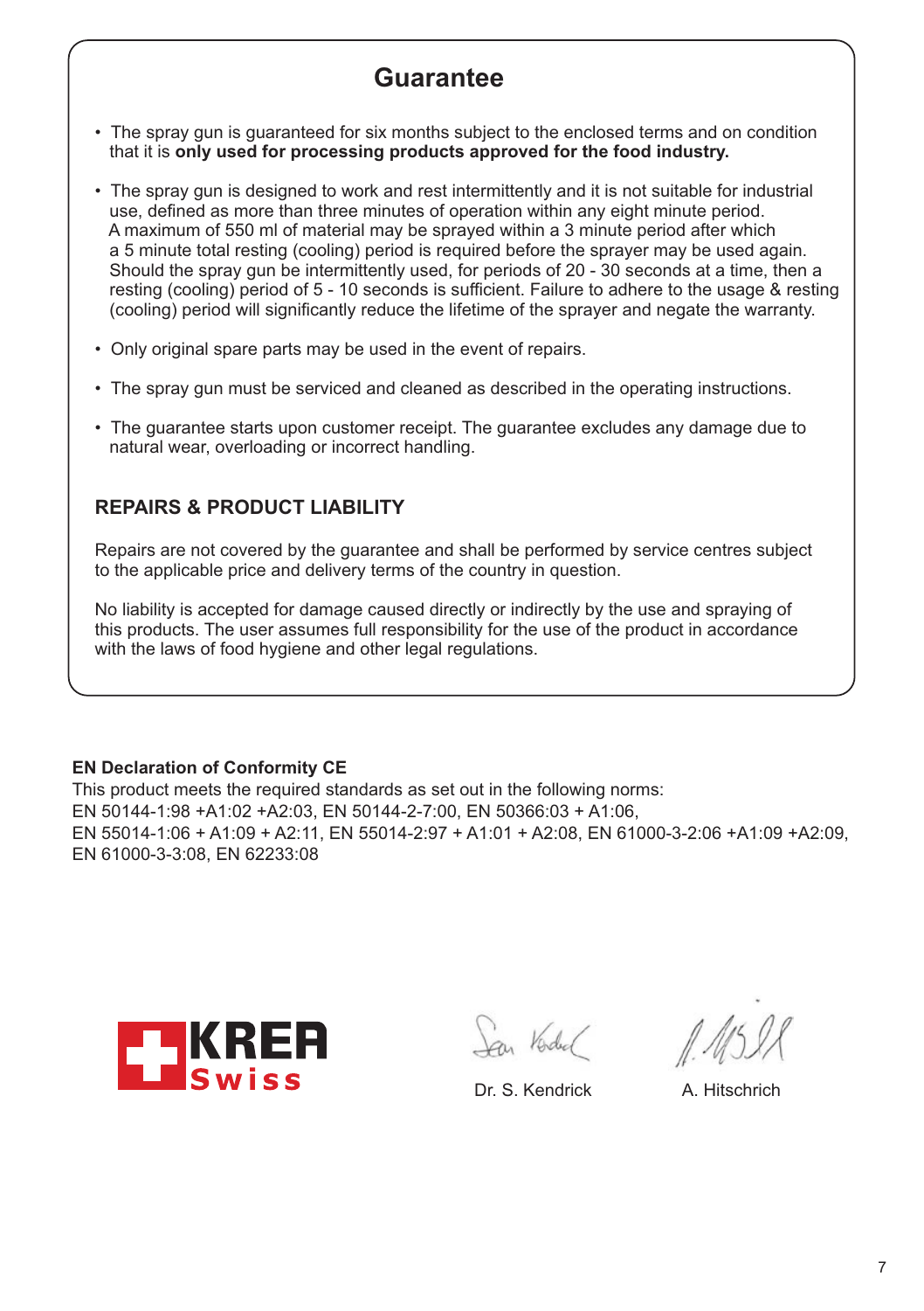# Guarantee

- The spray gun is guaranteed for six months subject to the enclosed terms and on condition that it is **only used for processing products approved for the food industry.**
- The spray gun is designed to work and rest intermittently and it is not suitable for industrial use, defined as more than three minutes of operation within any eight minute period. A maximum of 550 ml of material may be sprayed within a 3 minute period after which a 5 minute total resting (cooling) period is required before the sprayer may be used again. Should the spray gun be intermittently used, for periods of 20 - 30 seconds at a time, then a resting (cooling) period of 5 - 10 seconds is sufficient. Failure to adhere to the usage & resting (cooling) period will significantly reduce the lifetime of the sprayer and negate the warranty.
- Only original spare parts may be used in the event of repairs.
- The spray gun must be serviced and cleaned as described in the operating instructions.
- The guarantee starts upon customer receipt. The guarantee excludes any damage due to natural wear, overloading or incorrect handling.

## REPAIRS & PRODUCT LIABILITY

Repairs are not covered by the guarantee and shall be performed by service centres subject to the applicable price and delivery terms of the country in question.

No liability is accepted for damage caused directly or indirectly by the use and spraying of this products. The user assumes full responsibility for the use of the product in accordance with the laws of food hygiene and other legal regulations.

**EN Declaration of Conformity CE**

This product meets the required standards as set out in the following norms:
EN 50144-1:98 +A1:02 +A2:03, EN 50144-2-7:00, EN 50366:03 + A1:06,
EN 55014-1:06 + A1:09 + A2:11, EN 55014-2:97 + A1:01 + A2:08, EN 61000-3-2:06 +A1:09 +A2:09,
EN 61000-3-3:08, EN 62233:08

KREA Swiss

Dr. S. Kendrick

A. Hitschrich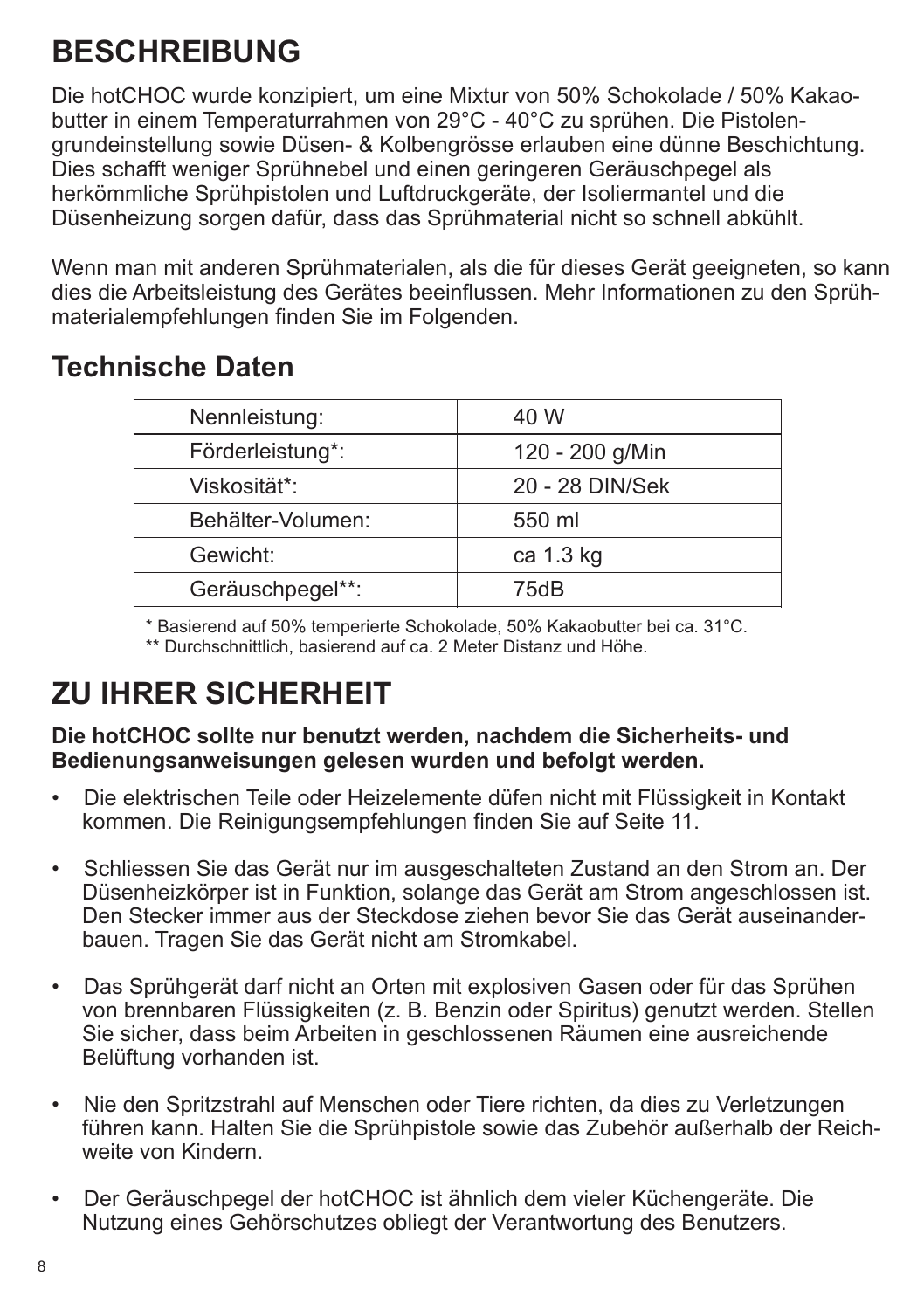# BESCHREIBUNG

Die hotCHOC wurde konzipiert, um eine Mixtur von 50% Schokolade / 50% Kakaobutter in einem Temperaturrahmen von 29°C - 40°C zu sprühen. Die Pistolengrundeinstellung sowie Düsen- & Kolbengrösse erlauben eine dünne Beschichtung. Dies schafft weniger Sprühnebel und einen geringeren Geräuschpegel als herkömmliche Sprühpistolen und Luftdruckgeräte, der Isoliermantel und die Düsenheizung sorgen dafür, dass das Sprühmaterial nicht so schnell abkühlt.

Wenn man mit anderen Sprühmaterialen, als die für dieses Gerät geeigneten, so kann dies die Arbeitsleistung des Gerätes beeinflussen. Mehr Informationen zu den Sprühmaterialempfehlungen finden Sie im Folgenden.

## Technische Daten

| Nennleistung: | 40 W |
|---|---|
| Förderleistung*: | 120 - 200 g/Min |
| Viskosität*: | 20 - 28 DIN/Sek |
| Behälter-Volumen: | 550 ml |
| Gewicht: | ca 1.3 kg |
| Geräuschpegel**: | 75dB |

* Basierend auf 50% temperierte Schokolade, 50% Kakaobutter bei ca. 31°C.
** Durchschnittlich, basierend auf ca. 2 Meter Distanz und Höhe.

# ZU IHRER SICHERHEIT

**Die hotCHOC sollte nur benutzt werden, nachdem die Sicherheits- und Bedienungsanweisungen gelesen wurden und befolgt werden.**

- Die elektrischen Teile oder Heizelemente düfen nicht mit Flüssigkeit in Kontakt kommen. Die Reinigungsempfehlungen finden Sie auf Seite 11.
- Schliessen Sie das Gerät nur im ausgeschalteten Zustand an den Strom an. Der Düsenheizkörper ist in Funktion, solange das Gerät am Strom angeschlossen ist. Den Stecker immer aus der Steckdose ziehen bevor Sie das Gerät auseinanderbauen. Tragen Sie das Gerät nicht am Stromkabel.
- Das Sprühgerät darf nicht an Orten mit explosiven Gasen oder für das Sprühen von brennbaren Flüssigkeiten (z. B. Benzin oder Spiritus) genutzt werden. Stellen Sie sicher, dass beim Arbeiten in geschlossenen Räumen eine ausreichende Belüftung vorhanden ist.
- Nie den Spritzstrahl auf Menschen oder Tiere richten, da dies zu Verletzungen führen kann. Halten Sie die Sprühpistole sowie das Zubehör außerhalb der Reichweite von Kindern.
- Der Geräuschpegel der hotCHOC ist ähnlich dem vieler Küchengeräte. Die Nutzung eines Gehörschutzes obliegt der Verantwortung des Benutzers.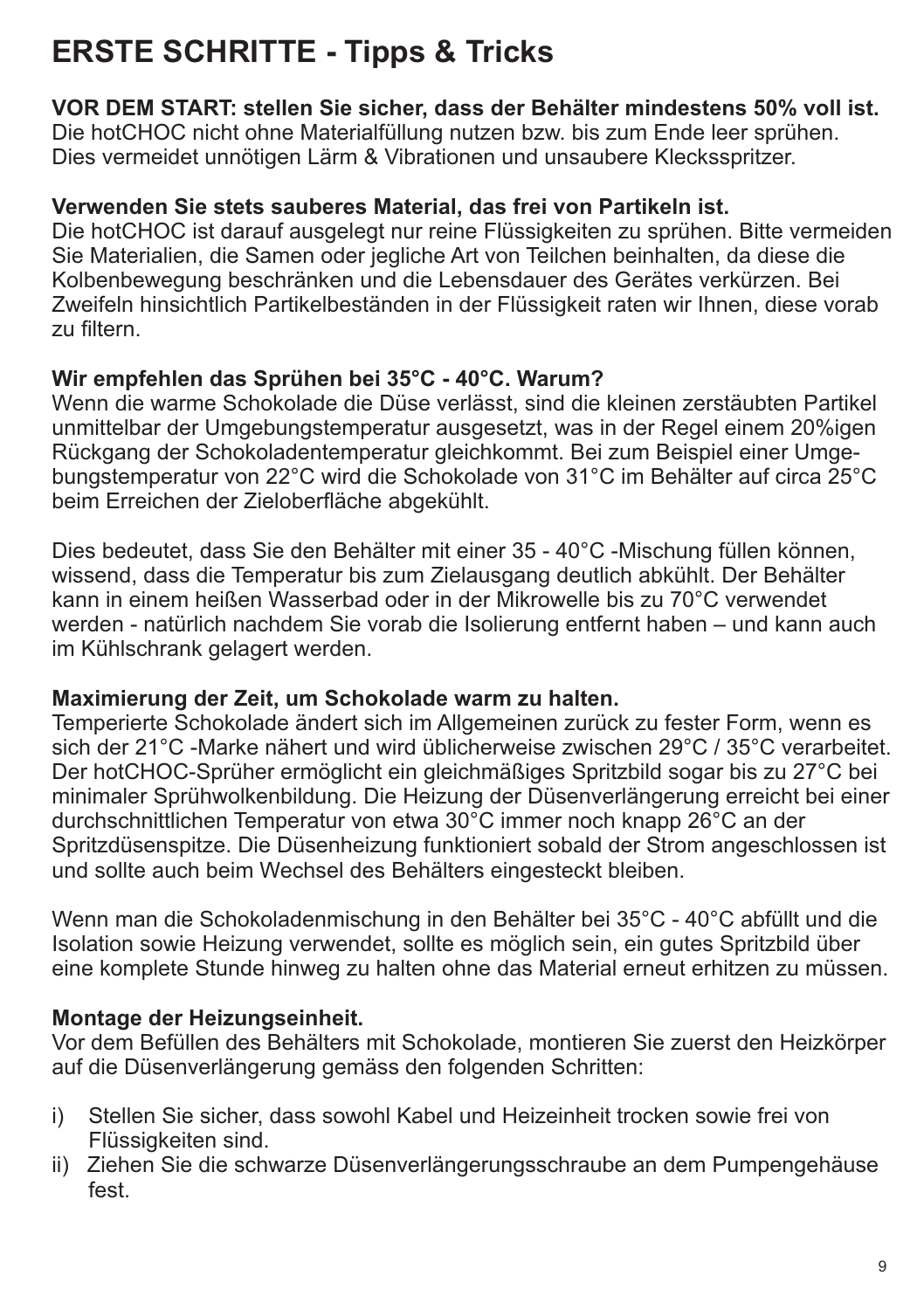# ERSTE SCHRITTE - Tipps & Tricks

**VOR DEM START: stellen Sie sicher, dass der Behälter mindestens 50% voll ist.**
Die hotCHOC nicht ohne Materialfüllung nutzen bzw. bis zum Ende leer sprühen. Dies vermeidet unnötigen Lärm & Vibrationen und unsaubere Kleckspritzer.

**Verwenden Sie stets sauberes Material, das frei von Partikeln ist.**
Die hotCHOC ist darauf ausgelegt nur reine Flüssigkeiten zu sprühen. Bitte vermeiden Sie Materialien, die Samen oder jegliche Art von Teilchen beinhalten, da diese die Kolbenbewegung beschränken und die Lebensdauer des Gerätes verkürzen. Bei Zweifeln hinsichtlich Partikelbeständen in der Flüssigkeit raten wir Ihnen, diese vorab zu filtern.

**Wir empfehlen das Sprühen bei 35°C - 40°C. Warum?**
Wenn die warme Schokolade die Düse verlässt, sind die kleinen zerstäubten Partikel unmittelbar der Umgebungstemperatur ausgesetzt, was in der Regel einem 20%igen Rückgang der Schokoladentemperatur gleichkommt. Bei zum Beispiel einer Umgebungstemperatur von 22°C wird die Schokolade von 31°C im Behälter auf circa 25°C beim Erreichen der Zieloberfläche abgekühlt.

Dies bedeutet, dass Sie den Behälter mit einer 35 - 40°C -Mischung füllen können, wissend, dass die Temperatur bis zum Zielausgang deutlich abkühlt. Der Behälter kann in einem heißen Wasserbad oder in der Mikrowelle bis zu 70°C verwendet werden - natürlich nachdem Sie vorab die Isolierung entfernt haben – und kann auch im Kühlschrank gelagert werden.

**Maximierung der Zeit, um Schokolade warm zu halten.**
Temperierte Schokolade ändert sich im Allgemeinen zurück zu fester Form, wenn es sich der 21°C -Marke nähert und wird üblicherweise zwischen 29°C / 35°C verarbeitet. Der hotCHOC-Sprüher ermöglicht ein gleichmäßiges Spritzbild sogar bis zu 27°C bei minimaler Sprühwolkenbildung. Die Heizung der Düsenverlängerung erreicht bei einer durchschnittlichen Temperatur von etwa 30°C immer noch knapp 26°C an der Spritzdüsenspitze. Die Düsenheizung funktioniert sobald der Strom angeschlossen ist und sollte auch beim Wechsel des Behälters eingesteckt bleiben.

Wenn man die Schokoladenmischung in den Behälter bei 35°C - 40°C abfüllt und die Isolation sowie Heizung verwendet, sollte es möglich sein, ein gutes Spritzbild über eine komplete Stunde hinweg zu halten ohne das Material erneut erhitzen zu müssen.

**Montage der Heizungseinheit.**
Vor dem Befüllen des Behälters mit Schokolade, montieren Sie zuerst den Heizkörper auf die Düsenverlängerung gemäss den folgenden Schritten:

i) Stellen Sie sicher, dass sowohl Kabel und Heizeinheit trocken sowie frei von Flüssigkeiten sind.
ii) Ziehen Sie die schwarze Düsenverlängerungsschraube an dem Pumpengehäuse fest.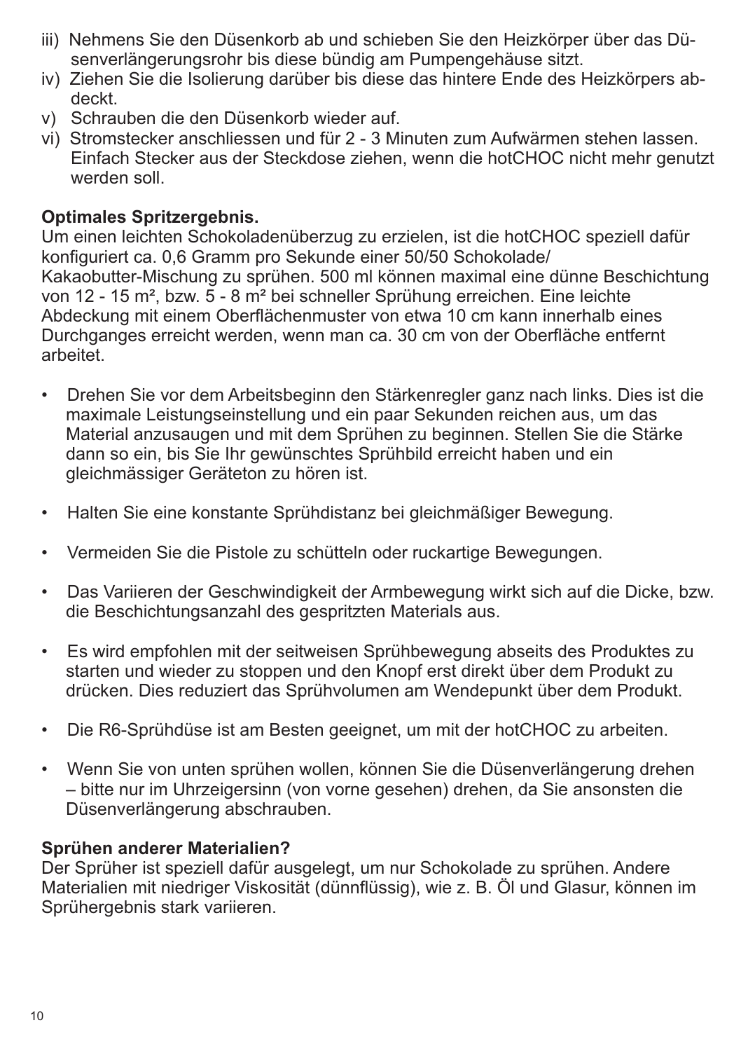iii) Nehmens Sie den Düsenkorb ab und schieben Sie den Heizkörper über das Düsenverlängerungsrohr bis diese bündig am Pumpengehäuse sitzt.
iv) Ziehen Sie die Isolierung darüber bis diese das hintere Ende des Heizkörpers abdeckt.
v) Schrauben die den Düsenkorb wieder auf.
vi) Stromstecker anschliessen und für 2 - 3 Minuten zum Aufwärmen stehen lassen. Einfach Stecker aus der Steckdose ziehen, wenn die hotCHOC nicht mehr genutzt werden soll.

**Optimales Spritzergebnis.**
Um einen leichten Schokoladenüberzug zu erzielen, ist die hotCHOC speziell dafür konfiguriert ca. 0,6 Gramm pro Sekunde einer 50/50 Schokolade/ Kakaobutter-Mischung zu sprühen. 500 ml können maximal eine dünne Beschichtung von 12 - 15 m², bzw. 5 - 8 m² bei schneller Sprühung erreichen. Eine leichte Abdeckung mit einem Oberflächenmuster von etwa 10 cm kann innerhalb eines Durchganges erreicht werden, wenn man ca. 30 cm von der Oberfläche entfernt arbeitet.

- Drehen Sie vor dem Arbeitsbeginn den Stärkenregler ganz nach links. Dies ist die maximale Leistungseinstellung und ein paar Sekunden reichen aus, um das Material anzusaugen und mit dem Sprühen zu beginnen. Stellen Sie die Stärke dann so ein, bis Sie Ihr gewünschtes Sprühbild erreicht haben und ein gleichmässiger Geräteton zu hören ist.

- Halten Sie eine konstante Sprühdistanz bei gleichmäßiger Bewegung.

- Vermeiden Sie die Pistole zu schütteln oder ruckartige Bewegungen.

- Das Variieren der Geschwindigkeit der Armbewegung wirkt sich auf die Dicke, bzw. die Beschichtungsanzahl des gespritzten Materials aus.

- Es wird empfohlen mit der seitweisen Sprühbewegung abseits des Produktes zu starten und wieder zu stoppen und den Knopf erst direkt über dem Produkt zu drücken. Dies reduziert das Sprühvolumen am Wendepunkt über dem Produkt.

- Die R6-Sprühdüse ist am Besten geeignet, um mit der hotCHOC zu arbeiten.

- Wenn Sie von unten sprühen wollen, können Sie die Düsenverlängerung drehen – bitte nur im Uhrzeigersinn (von vorne gesehen) drehen, da Sie ansonsten die Düsenverlängerung abschrauben.

**Sprühen anderer Materialien?**
Der Sprüher ist speziell dafür ausgelegt, um nur Schokolade zu sprühen. Andere Materialien mit niedriger Viskosität (dünnflüssig), wie z. B. Öl und Glasur, können im Sprühergebnis stark variieren.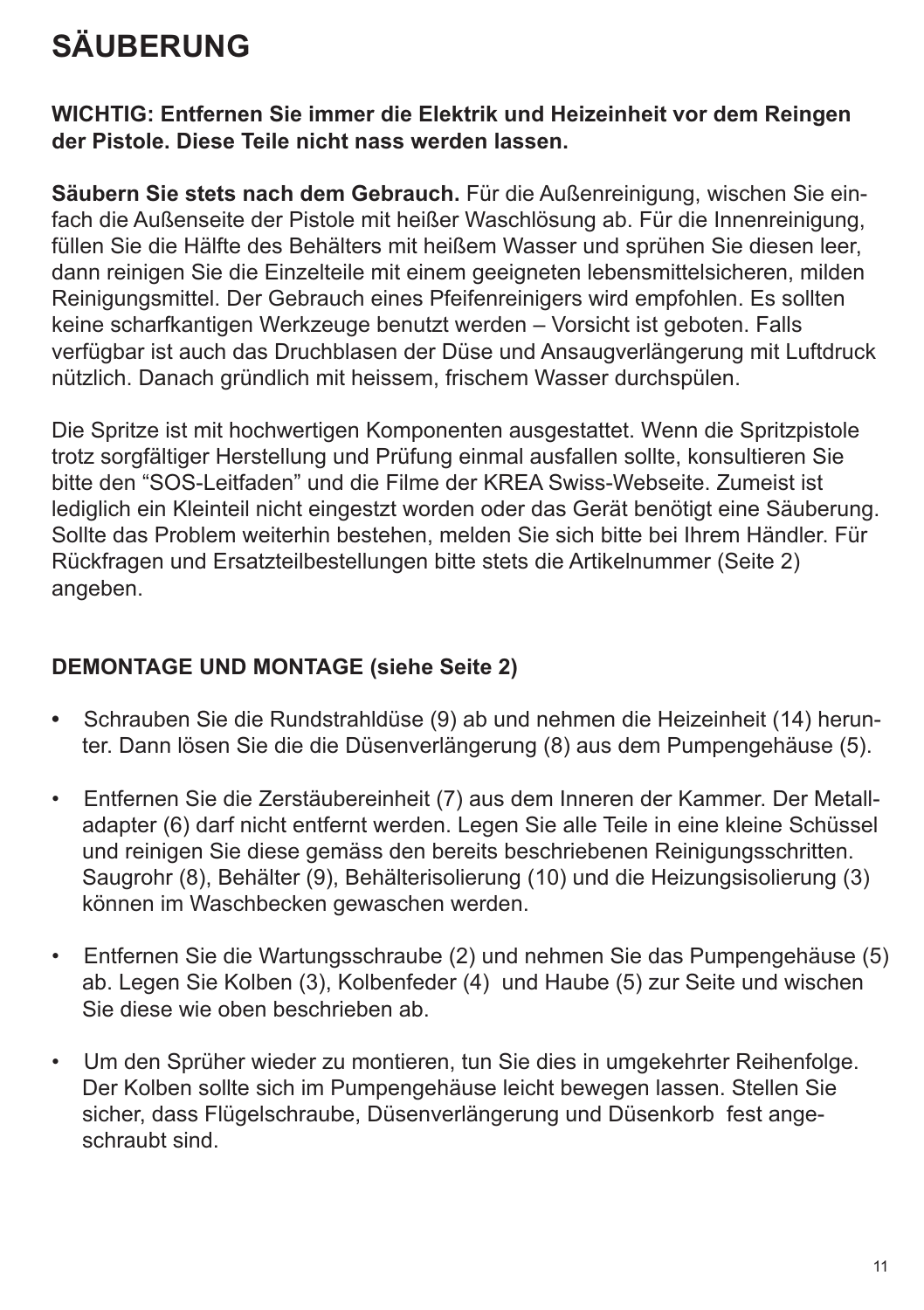# SÄUBERUNG

**WICHTIG: Entfernen Sie immer die Elektrik und Heizeinheit vor dem Reingen der Pistole. Diese Teile nicht nass werden lassen.**

**Säubern Sie stets nach dem Gebrauch.** Für die Außenreinigung, wischen Sie einfach die Außenseite der Pistole mit heißer Waschlösung ab. Für die Innenreinigung, füllen Sie die Hälfte des Behälters mit heißem Wasser und sprühen Sie diesen leer, dann reinigen Sie die Einzelteile mit einem geeigneten lebensmittelsicheren, milden Reinigungsmittel. Der Gebrauch eines Pfeifenreinigers wird empfohlen. Es sollten keine scharfkantigen Werkzeuge benutzt werden – Vorsicht ist geboten. Falls verfügbar ist auch das Druchblasen der Düse und Ansaugverlängerung mit Luftdruck nützlich. Danach gründlich mit heissem, frischem Wasser durchspülen.

Die Spritze ist mit hochwertigen Komponenten ausgestattet. Wenn die Spritzpistole trotz sorgfältiger Herstellung und Prüfung einmal ausfallen sollte, konsultieren Sie bitte den “SOS-Leitfaden” und die Filme der KREA Swiss-Webseite. Zumeist ist lediglich ein Kleinteil nicht eingestzt worden oder das Gerät benötigt eine Säuberung. Sollte das Problem weiterhin bestehen, melden Sie sich bitte bei Ihrem Händler. Für Rückfragen und Ersatzteilbestellungen bitte stets die Artikelnummer (Seite 2) angeben.

**DEMONTAGE UND MONTAGE (siehe Seite 2)**

- Schrauben Sie die Rundstrahldüse (9) ab und nehmen die Heizeinheit (14) herunter. Dann lösen Sie die die Düsenverlängerung (8) aus dem Pumpengehäuse (5).
- Entfernen Sie die Zerstäubereinheit (7) aus dem Inneren der Kammer. Der Metalladapter (6) darf nicht entfernt werden. Legen Sie alle Teile in eine kleine Schüssel und reinigen Sie diese gemäss den bereits beschriebenen Reinigungsschritten. Saugrohr (8), Behälter (9), Behälterisolierung (10) und die Heizungsisolierung (3) können im Waschbecken gewaschen werden.
- Entfernen Sie die Wartungsschraube (2) und nehmen Sie das Pumpengehäuse (5) ab. Legen Sie Kolben (3), Kolbenfeder (4) und Haube (5) zur Seite und wischen Sie diese wie oben beschrieben ab.
- Um den Sprüher wieder zu montieren, tun Sie dies in umgekehrter Reihenfolge. Der Kolben sollte sich im Pumpengehäuse leicht bewegen lassen. Stellen Sie sicher, dass Flügelschraube, Düsenverlängerung und Düsenkorb fest angeschraubt sind.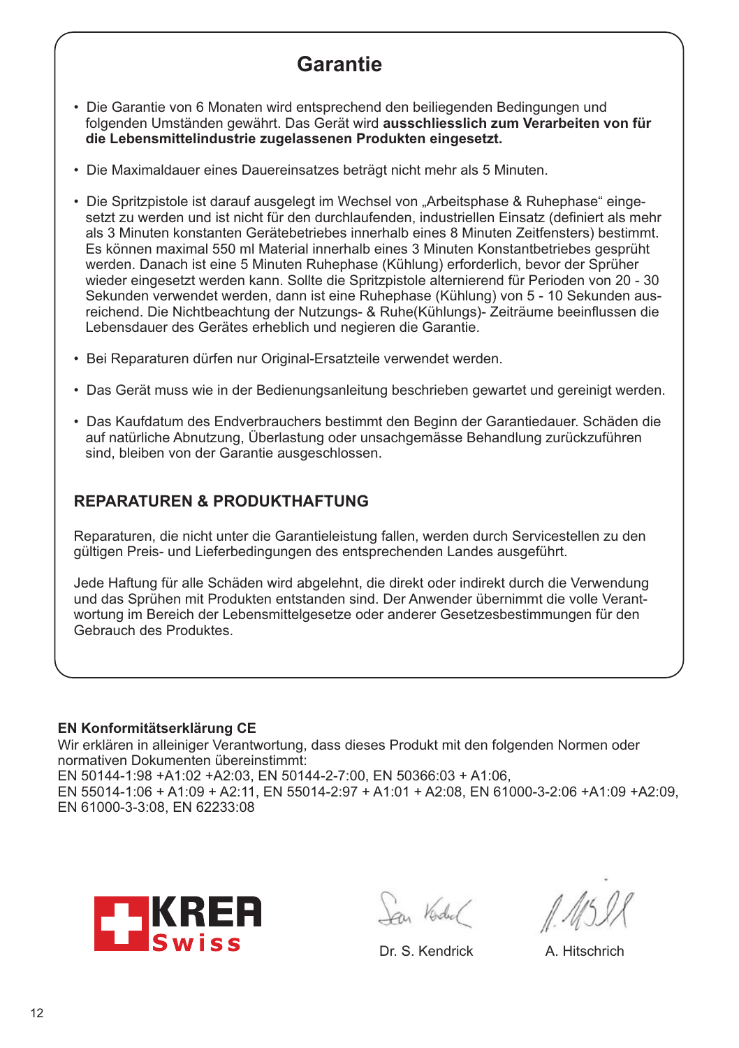# Garantie

- Die Garantie von 6 Monaten wird entsprechend den beiliegenden Bedingungen und folgenden Umständen gewährt. Das Gerät wird **ausschliesslich zum Verarbeiten von für die Lebensmittelindustrie zugelassenen Produkten eingesetzt.**

- Die Maximaldauer eines Dauereinsatzes beträgt nicht mehr als 5 Minuten.

- Die Spritzpistole ist darauf ausgelegt im Wechsel von „Arbeitsphase & Ruhephase" eingesetzt zu werden und ist nicht für den durchlaufenden, industriellen Einsatz (definiert als mehr als 3 Minuten konstanten Gerätebetriebes innerhalb eines 8 Minuten Zeitfensters) bestimmt. Es können maximal 550 ml Material innerhalb eines 3 Minuten Konstantbetriebes gesprüht werden. Danach ist eine 5 Minuten Ruhephase (Kühlung) erforderlich, bevor der Sprüher wieder eingesetzt werden kann. Sollte die Spritzpistole alternierend für Perioden von 20 - 30 Sekunden verwendet werden, dann ist eine Ruhephase (Kühlung) von 5 - 10 Sekunden ausreichend. Die Nichtbeachtung der Nutzungs- & Ruhe(Kühlungs)- Zeiträume beeinflussen die Lebensdauer des Gerätes erheblich und negieren die Garantie.

- Bei Reparaturen dürfen nur Original-Ersatzteile verwendet werden.

- Das Gerät muss wie in der Bedienungsanleitung beschrieben gewartet und gereinigt werden.

- Das Kaufdatum des Endverbrauchers bestimmt den Beginn der Garantiedauer. Schäden die auf natürliche Abnutzung, Überlastung oder unsachgemässe Behandlung zurückzuführen sind, bleiben von der Garantie ausgeschlossen.

## REPARATUREN & PRODUKTHAFTUNG

Reparaturen, die nicht unter die Garantieleistung fallen, werden durch Servicestellen zu den gültigen Preis- und Lieferbedingungen des entsprechenden Landes ausgeführt.

Jede Haftung für alle Schäden wird abgelehnt, die direkt oder indirekt durch die Verwendung und das Sprühen mit Produkten entstanden sind. Der Anwender übernimmt die volle Verantwortung im Bereich der Lebensmittelgesetze oder anderer Gesetzesbestimmungen für den Gebrauch des Produktes.

**EN Konformitätserklärung CE**

Wir erklären in alleiniger Verantwortung, dass dieses Produkt mit den folgenden Normen oder normativen Dokumenten übereinstimmt:
EN 50144-1:98 +A1:02 +A2:03, EN 50144-2-7:00, EN 50366:03 + A1:06,
EN 55014-1:06 + A1:09 + A2:11, EN 55014-2:97 + A1:01 + A2:08, EN 61000-3-2:06 +A1:09 +A2:09,
EN 61000-3-3:08, EN 62233:08

KREA Swiss

Dr. S. Kendrick

A. Hitschrich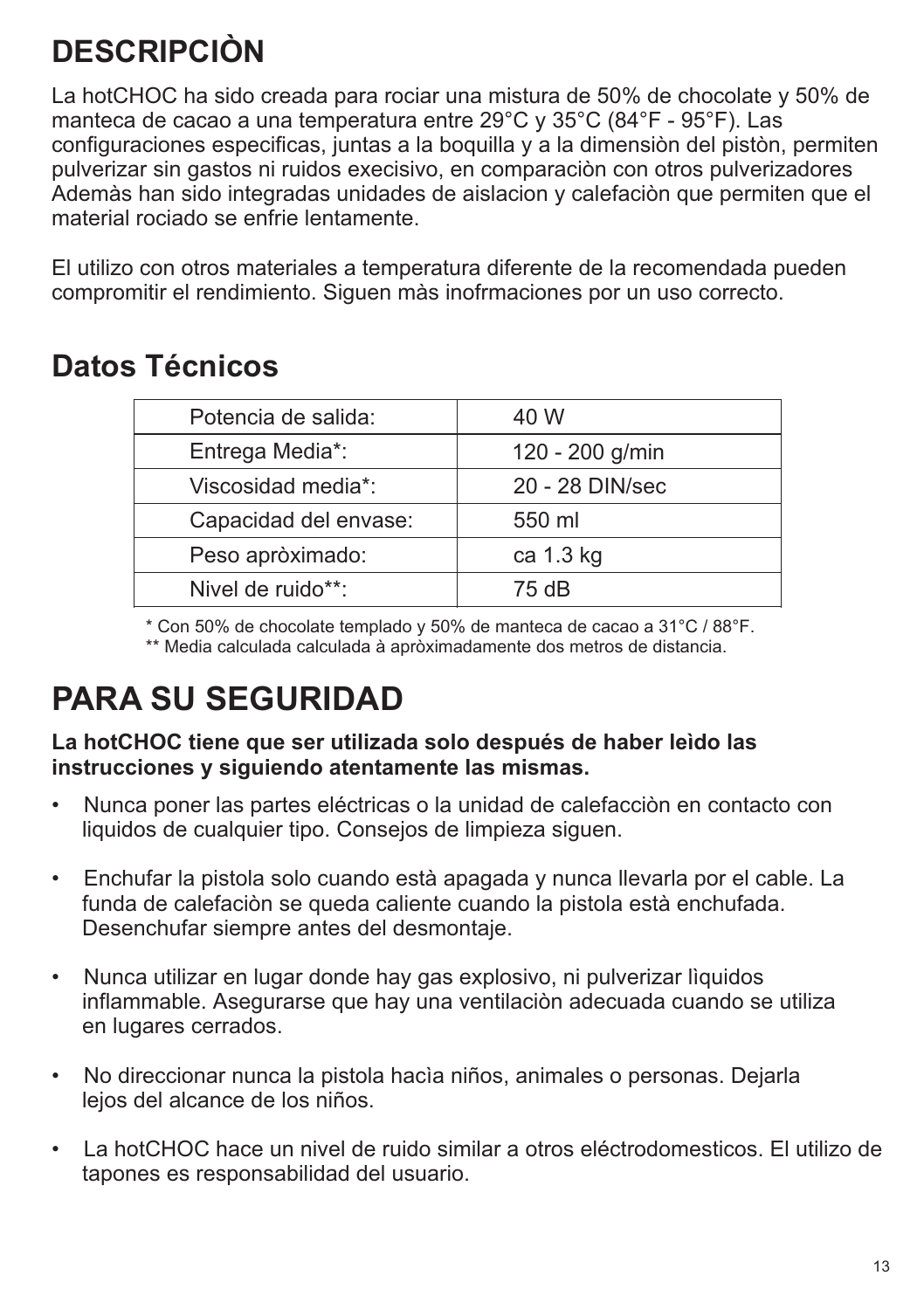# DESCRIPCIÒN

La hotCHOC ha sido creada para rociar una mistura de 50% de chocolate y 50% de manteca de cacao a una temperatura entre 29°C y 35°C (84°F - 95°F). Las configuraciones especificas, juntas a la boquilla y a la dimensiòn del pistòn, permiten pulverizar sin gastos ni ruidos execisivo, en comparaciòn con otros pulverizadores Ademàs han sido integradas unidades de aislacion y calefaciòn que permiten que el material rociado se enfrie lentamente.

El utilizo con otros materiales a temperatura diferente de la recomendada pueden compromitir el rendimiento. Siguen màs inofrmaciones por un uso correcto.

## Datos Técnicos

| | |
|---|---|
| Potencia de salida: | 40 W |
| Entrega Media*: | 120 - 200 g/min |
| Viscosidad media*: | 20 - 28 DIN/sec |
| Capacidad del envase: | 550 ml |
| Peso apròximado: | ca 1.3 kg |
| Nivel de ruido**: | 75 dB |

* Con 50% de chocolate templado y 50% de manteca de cacao a 31°C / 88°F.
** Media calculada calculada à apròximadamente dos metros de distancia.

# PARA SU SEGURIDAD

**La hotCHOC tiene que ser utilizada solo después de haber leìdo las instrucciones y siguiendo atentamente las mismas.**

- Nunca poner las partes eléctricas o la unidad de calefacciòn en contacto con liquidos de cualquier tipo. Consejos de limpieza siguen.
- Enchufar la pistola solo cuando està apagada y nunca llevarla por el cable. La funda de calefaciòn se queda caliente cuando la pistola està enchufada. Desenchufar siempre antes del desmontaje.
- Nunca utilizar en lugar donde hay gas explosivo, ni pulverizar lìquidos inflammable. Asegurarse que hay una ventilaciòn adecuada cuando se utiliza en lugares cerrados.
- No direccionar nunca la pistola hacìa niños, animales o personas. Dejarla lejos del alcance de los niños.
- La hotCHOC hace un nivel de ruido similar a otros eléctrodomesticos. El utilizo de tapones es responsabilidad del usuario.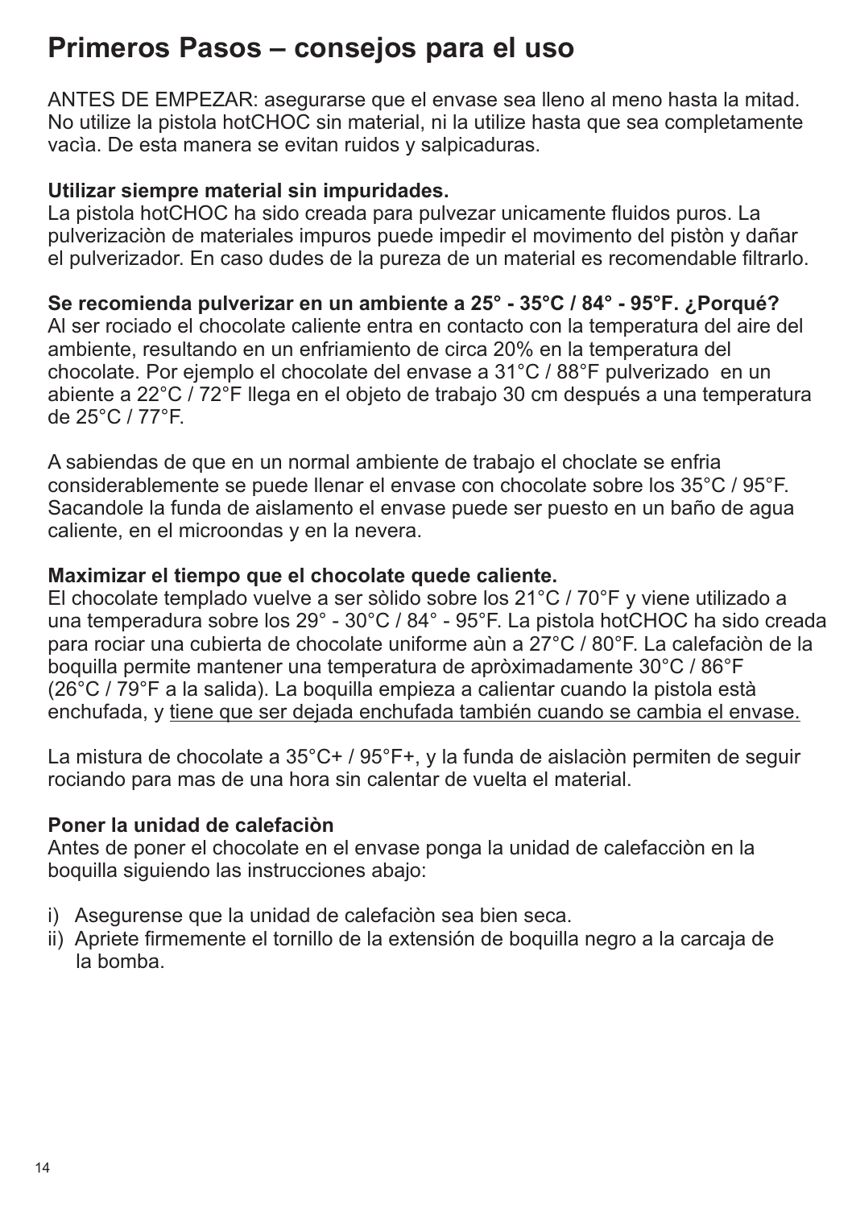# Primeros Pasos – consejos para el uso

ANTES DE EMPEZAR: asegurarse que el envase sea lleno al meno hasta la mitad. No utilize la pistola hotCHOC sin material, ni la utilize hasta que sea completamente vacìa. De esta manera se evitan ruidos y salpicaduras.

**Utilizar siempre material sin impuridades.**
La pistola hotCHOC ha sido creada para pulvezar unicamente fluidos puros. La pulverizaciòn de materiales impuros puede impedir el movimento del pistòn y dañar el pulverizador. En caso dudes de la pureza de un material es recomendable filtrarlo.

**Se recomienda pulverizar en un ambiente a 25° - 35°C / 84° - 95°F. ¿Porqué?**
Al ser rociado el chocolate caliente entra en contacto con la temperatura del aire del ambiente, resultando en un enfriamiento de circa 20% en la temperatura del chocolate. Por ejemplo el chocolate del envase a 31°C / 88°F pulverizado en un abiente a 22°C / 72°F llega en el objeto de trabajo 30 cm después a una temperatura de 25°C / 77°F.

A sabiendas de que en un normal ambiente de trabajo el choclate se enfria considerablemente se puede llenar el envase con chocolate sobre los 35°C / 95°F. Sacandole la funda de aislamento el envase puede ser puesto en un baño de agua caliente, en el microondas y en la nevera.

**Maximizar el tiempo que el chocolate quede caliente.**
El chocolate templado vuelve a ser sòlido sobre los 21°C / 70°F y viene utilizado a una temperadura sobre los 29° - 30°C / 84° - 95°F. La pistola hotCHOC ha sido creada para rociar una cubierta de chocolate uniforme aùn a 27°C / 80°F. La calefaciòn de la boquilla permite mantener una temperatura de apròximadamente 30°C / 86°F (26°C / 79°F a la salida). La boquilla empieza a calientar cuando la pistola està enchufada, y <u>tiene que ser dejada enchufada también cuando se cambia el envase.</u>

La mistura de chocolate a 35°C+ / 95°F+, y la funda de aislaciòn permiten de seguir rociando para mas de una hora sin calentar de vuelta el material.

**Poner la unidad de calefaciòn**
Antes de poner el chocolate en el envase ponga la unidad de calefacciòn en la boquilla siguiendo las instrucciones abajo:

i) Asegurense que la unidad de calefaciòn sea bien seca.
ii) Apriete firmemente el tornillo de la extensión de boquilla negro a la carcaja de la bomba.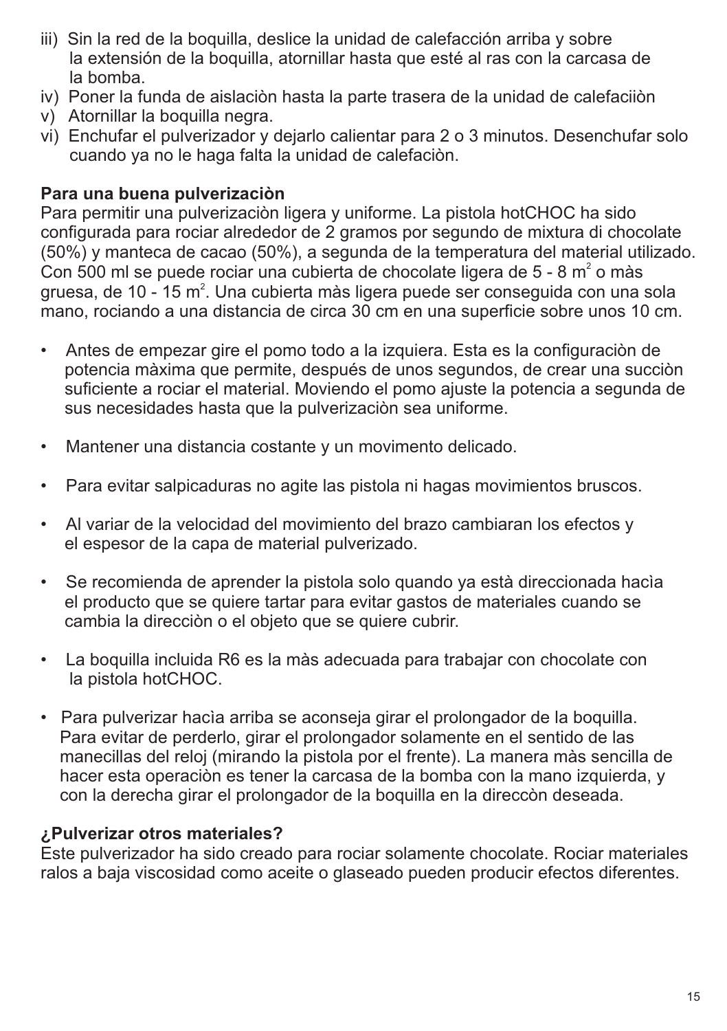iii) Sin la red de la boquilla, deslice la unidad de calefacción arriba y sobre la extensión de la boquilla, atornillar hasta que esté al ras con la carcasa de la bomba.
iv) Poner la funda de aislaciòn hasta la parte trasera de la unidad de calefaciiòn
v) Atornillar la boquilla negra.
vi) Enchufar el pulverizador y dejarlo calientar para 2 o 3 minutos. Desenchufar solo cuando ya no le haga falta la unidad de calefaciòn.

**Para una buena pulverizaciòn**

Para permitir una pulverizaciòn ligera y uniforme. La pistola hotCHOC ha sido configurada para rociar alrededor de 2 gramos por segundo de mixtura di chocolate (50%) y manteca de cacao (50%), a segunda de la temperatura del material utilizado. Con 500 ml se puede rociar una cubierta de chocolate ligera de 5 - 8 $m^2$ o màs gruesa, de 10 - 15 $m^2$. Una cubierta màs ligera puede ser conseguida con una sola mano, rociando a una distancia de circa 30 cm en una superficie sobre unos 10 cm.

- Antes de empezar gire el pomo todo a la izquiera. Esta es la configuraciòn de potencia màxima que permite, después de unos segundos, de crear una succiòn suficiente a rociar el material. Moviendo el pomo ajuste la potencia a segunda de sus necesidades hasta que la pulverizaciòn sea uniforme.

- Mantener una distancia costante y un movimento delicado.

- Para evitar salpicaduras no agite las pistola ni hagas movimientos bruscos.

- Al variar de la velocidad del movimiento del brazo cambiaran los efectos y el espesor de la capa de material pulverizado.

- Se recomienda de aprender la pistola solo quando ya està direccionada hacìa el producto que se quiere tartar para evitar gastos de materiales cuando se cambia la direcciòn o el objeto que se quiere cubrir.

- La boquilla incluida R6 es la màs adecuada para trabajar con chocolate con la pistola hotCHOC.

- Para pulverizar hacìa arriba se aconseja girar el prolongador de la boquilla. Para evitar de perderlo, girar el prolongador solamente en el sentido de las manecillas del reloj (mirando la pistola por el frente). La manera màs sencilla de hacer esta operaciòn es tener la carcasa de la bomba con la mano izquierda, y con la derecha girar el prolongador de la boquilla en la direccòn deseada.

**¿Pulverizar otros materiales?**

Este pulverizador ha sido creado para rociar solamente chocolate. Rociar materiales ralos a baja viscosidad como aceite o glaseado pueden producir efectos diferentes.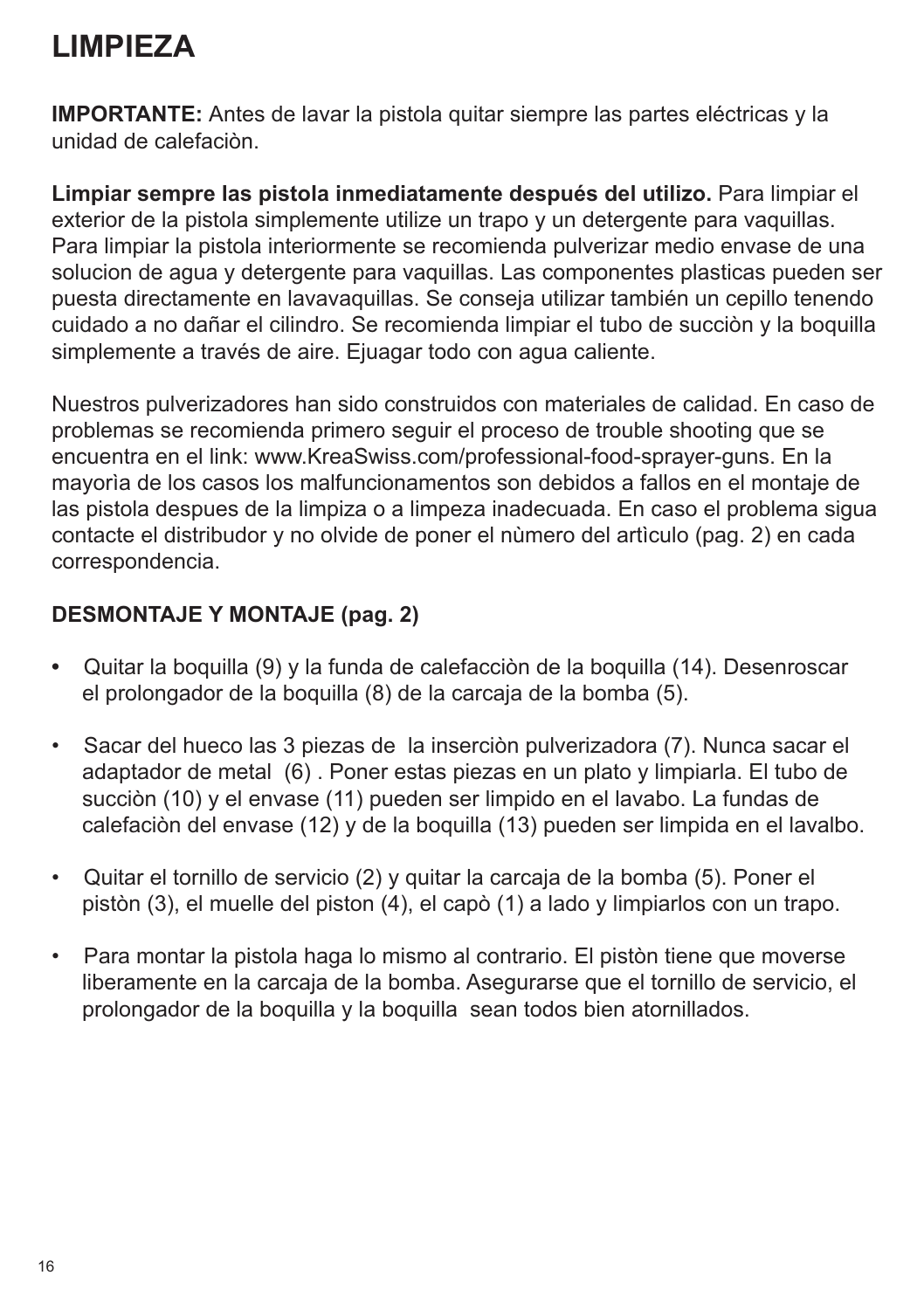# LIMPIEZA

**IMPORTANTE:** Antes de lavar la pistola quitar siempre las partes eléctricas y la unidad de calefaciòn.

**Limpiar sempre las pistola inmediatamente después del utilizo.** Para limpiar el exterior de la pistola simplemente utilize un trapo y un detergente para vaquillas. Para limpiar la pistola interiormente se recomienda pulverizar medio envase de una solucion de agua y detergente para vaquillas. Las componentes plasticas pueden ser puesta directamente en lavavaquillas. Se conseja utilizar también un cepillo tenendo cuidado a no dañar el cilindro. Se recomienda limpiar el tubo de succiòn y la boquilla simplemente a través de aire. Ejuagar todo con agua caliente.

Nuestros pulverizadores han sido construidos con materiales de calidad. En caso de problemas se recomienda primero seguir el proceso de trouble shooting que se encuentra en el link: www.KreaSwiss.com/professional-food-sprayer-guns. En la mayorìa de los casos los malfuncionamentos son debidos a fallos en el montaje de las pistola despues de la limpiza o a limpeza inadecuada. En caso el problema sigua contacte el distribudor y no olvide de poner el nùmero del artìculo (pag. 2) en cada correspondencia.

## DESMONTAJE Y MONTAJE (pag. 2)

- Quitar la boquilla (9) y la funda de calefacciòn de la boquilla (14). Desenroscar el prolongador de la boquilla (8) de la carcaja de la bomba (5).
- Sacar del hueco las 3 piezas de la inserciòn pulverizadora (7). Nunca sacar el adaptador de metal (6) . Poner estas piezas en un plato y limpiarla. El tubo de succiòn (10) y el envase (11) pueden ser limpido en el lavabo. La fundas de calefaciòn del envase (12) y de la boquilla (13) pueden ser limpida en el lavalbo.
- Quitar el tornillo de servicio (2) y quitar la carcaja de la bomba (5). Poner el pistòn (3), el muelle del piston (4), el capò (1) a lado y limpiarlos con un trapo.
- Para montar la pistola haga lo mismo al contrario. El pistòn tiene que moverse liberamente en la carcaja de la bomba. Asegurarse que el tornillo de servicio, el prolongador de la boquilla y la boquilla sean todos bien atornillados.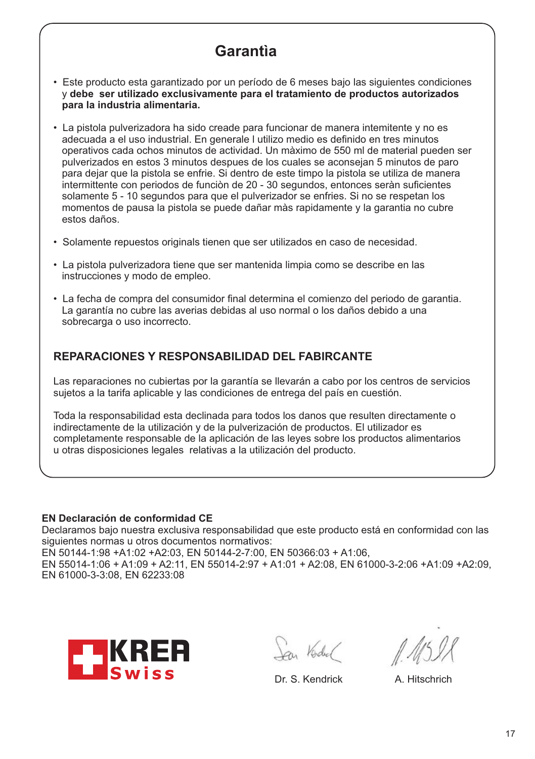# Garantìa

- Este producto esta garantizado por un período de 6 meses bajo las siguientes condiciones y **debe ser utilizado exclusivamente para el tratamiento de productos autorizados para la industria alimentaria.**
- La pistola pulverizadora ha sido creade para funcionar de manera intemitente y no es adecuada a el uso industrial. En generale l utilizo medio es definido en tres minutos operativos cada ochos minutos de actividad. Un màximo de 550 ml de material pueden ser pulverizados en estos 3 minutos despues de los cuales se aconsejan 5 minutos de paro para dejar que la pistola se enfrie. Si dentro de este timpo la pistola se utiliza de manera intermittente con periodos de funciòn de 20 - 30 segundos, entonces seràn suficientes solamente 5 - 10 segundos para que el pulverizador se enfries. Si no se respetan los momentos de pausa la pistola se puede dañar màs rapidamente y la garantia no cubre estos daños.
- Solamente repuestos originals tienen que ser utilizados en caso de necesidad.
- La pistola pulverizadora tiene que ser mantenida limpia como se describe en las instrucciones y modo de empleo.
- La fecha de compra del consumidor final determina el comienzo del periodo de garantia. La garantía no cubre las averias debidas al uso normal o los daños debido a una sobrecarga o uso incorrecto.

## REPARACIONES Y RESPONSABILIDAD DEL FABIRCANTE

Las reparaciones no cubiertas por la garantía se llevarán a cabo por los centros de servicios sujetos a la tarifa aplicable y las condiciones de entrega del país en cuestión.

Toda la responsabilidad esta declinada para todos los danos que resulten directamente o indirectamente de la utilización y de la pulverización de productos. El utilizador es completamente responsable de la aplicación de las leyes sobre los productos alimentarios u otras disposiciones legales relativas a la utilización del producto.

**EN Declaración de conformidad CE**

Declaramos bajo nuestra exclusiva responsabilidad que este producto está en conformidad con las siguientes normas u otros documentos normativos:
EN 50144-1:98 +A1:02 +A2:03, EN 50144-2-7:00, EN 50366:03 + A1:06,
EN 55014-1:06 + A1:09 + A2:11, EN 55014-2:97 + A1:01 + A2:08, EN 61000-3-2:06 +A1:09 +A2:09,
EN 61000-3-3:08, EN 62233:08

KREA Swiss

Dr. S. Kendrick

A. Hitschrich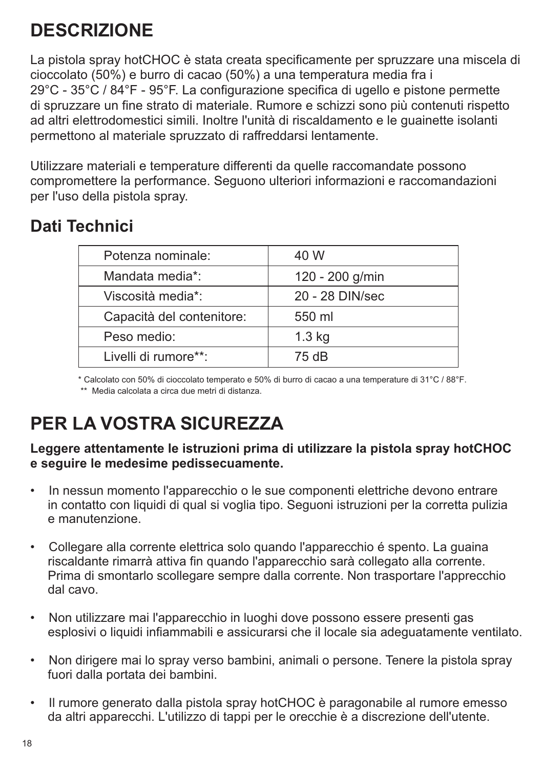# DESCRIZIONE

La pistola spray hotCHOC è stata creata specificamente per spruzzare una miscela di cioccolato (50%) e burro di cacao (50%) a una temperatura media fra i 29°C - 35°C / 84°F - 95°F. La configurazione specifica di ugello e pistone permette di spruzzare un fine strato di materiale. Rumore e schizzi sono più contenuti rispetto ad altri elettrodomestici simili. Inoltre l'unità di riscaldamento e le guainette isolanti permettono al materiale spruzzato di raffreddarsi lentamente.

Utilizzare materiali e temperature differenti da quelle raccomandate possono compromettere la performance. Seguono ulteriori informazioni e raccomandazioni per l'uso della pistola spray.

## Dati Technici

| | |
|---|---|
| Potenza nominale: | 40 W |
| Mandata media*: | 120 - 200 g/min |
| Viscosità media*: | 20 - 28 DIN/sec |
| Capacità del contenitore: | 550 ml |
| Peso medio: | 1.3 kg |
| Livelli di rumore**: | 75 dB |

* Calcolato con 50% di cioccolato temperato e 50% di burro di cacao a una temperature di 31°C / 88°F.
** Media calcolata a circa due metri di distanza.

# PER LA VOSTRA SICUREZZA

**Leggere attentamente le istruzioni prima di utilizzare la pistola spray hotCHOC e seguire le medesime pedissecuamente.**

- In nessun momento l'apparecchio o le sue componenti elettriche devono entrare in contatto con liquidi di qual si voglia tipo. Seguoni istruzioni per la corretta pulizia e manutenzione.

- Collegare alla corrente elettrica solo quando l'apparecchio é spento. La guaina riscaldante rimarrà attiva fin quando l'apparecchio sarà collegato alla corrente. Prima di smontarlo scollegare sempre dalla corrente. Non trasportare l'apprecchio dal cavo.

- Non utilizzare mai l'apparecchio in luoghi dove possono essere presenti gas esplosivi o liquidi infiammabili e assicurarsi che il locale sia adeguatamente ventilato.

- Non dirigere mai lo spray verso bambini, animali o persone. Tenere la pistola spray fuori dalla portata dei bambini.

- Il rumore generato dalla pistola spray hotCHOC è paragonabile al rumore emesso da altri apparecchi. L'utilizzo di tappi per le orecchie è a discrezione dell'utente.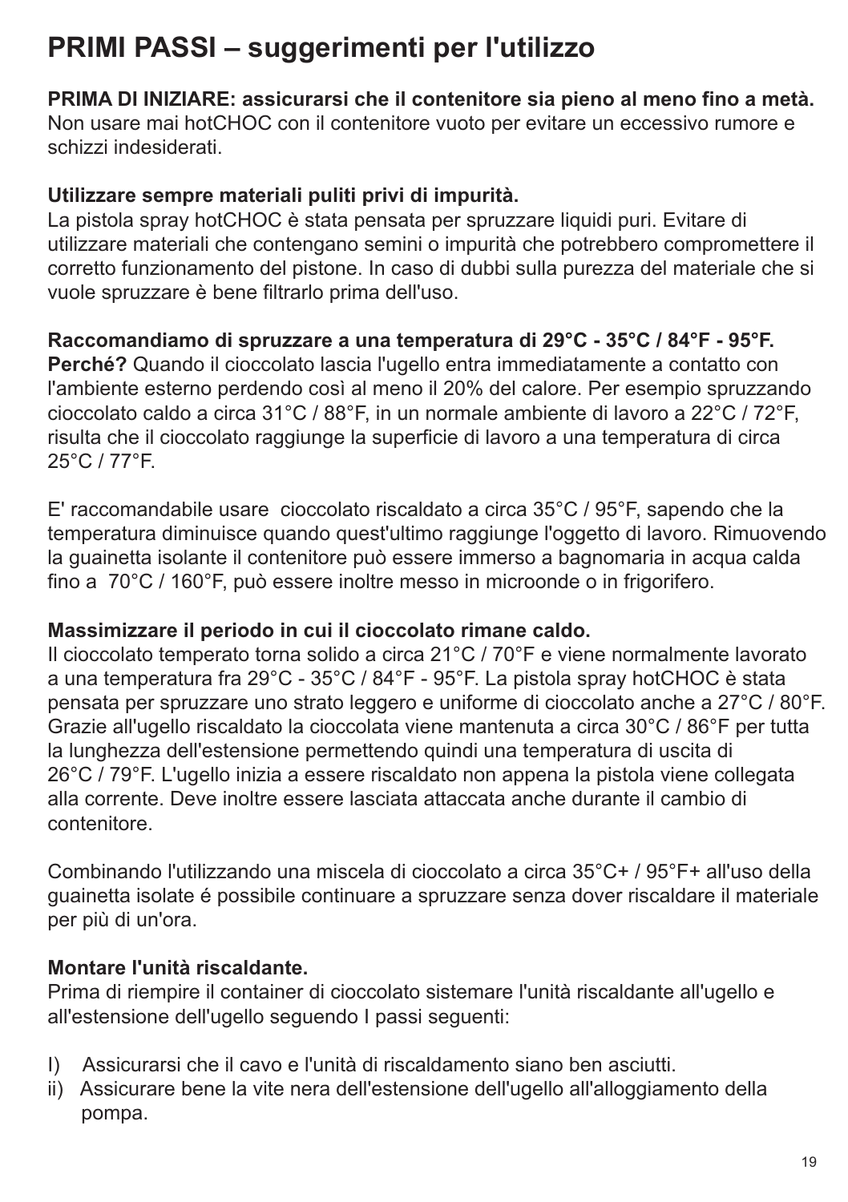# PRIMI PASSI – suggerimenti per l'utilizzo

**PRIMA DI INIZIARE: assicurarsi che il contenitore sia pieno al meno fino a metà.**
Non usare mai hotCHOC con il contenitore vuoto per evitare un eccessivo rumore e schizzi indesiderati.

**Utilizzare sempre materiali puliti privi di impurità.**
La pistola spray hotCHOC è stata pensata per spruzzare liquidi puri. Evitare di utilizzare materiali che contengano semini o impurità che potrebbero compromettere il corretto funzionamento del pistone. In caso di dubbi sulla purezza del materiale che si vuole spruzzare è bene filtrarlo prima dell'uso.

**Raccomandiamo di spruzzare a una temperatura di 29°C - 35°C / 84°F - 95°F.**
**Perché?** Quando il cioccolato lascia l'ugello entra immediatamente a contatto con l'ambiente esterno perdendo così al meno il 20% del calore. Per esempio spruzzando cioccolato caldo a circa 31°C / 88°F, in un normale ambiente di lavoro a 22°C / 72°F, risulta che il cioccolato raggiunge la superficie di lavoro a una temperatura di circa 25°C / 77°F.

E' raccomandabile usare cioccolato riscaldato a circa 35°C / 95°F, sapendo che la temperatura diminuisce quando quest'ultimo raggiunge l'oggetto di lavoro. Rimuovendo la guainetta isolante il contenitore può essere immerso a bagnomaria in acqua calda fino a 70°C / 160°F, può essere inoltre messo in microonde o in frigorifero.

**Massimizzare il periodo in cui il cioccolato rimane caldo.**
Il cioccolato temperato torna solido a circa 21°C / 70°F e viene normalmente lavorato a una temperatura fra 29°C - 35°C / 84°F - 95°F. La pistola spray hotCHOC è stata pensata per spruzzare uno strato leggero e uniforme di cioccolato anche a 27°C / 80°F. Grazie all'ugello riscaldato la cioccolata viene mantenuta a circa 30°C / 86°F per tutta la lunghezza dell'estensione permettendo quindi una temperatura di uscita di 26°C / 79°F. L'ugello inizia a essere riscaldato non appena la pistola viene collegata alla corrente. Deve inoltre essere lasciata attaccata anche durante il cambio di contenitore.

Combinando l'utilizzando una miscela di cioccolato a circa 35°C+ / 95°F+ all'uso della guainetta isolate é possibile continuare a spruzzare senza dover riscaldare il materiale per più di un'ora.

**Montare l'unità riscaldante.**
Prima di riempire il container di cioccolato sistemare l'unità riscaldante all'ugello e all'estensione dell'ugello seguendo I passi seguenti:

I) Assicurarsi che il cavo e l'unità di riscaldamento siano ben asciutti.
ii) Assicurare bene la vite nera dell'estensione dell'ugello all'alloggiamento della pompa.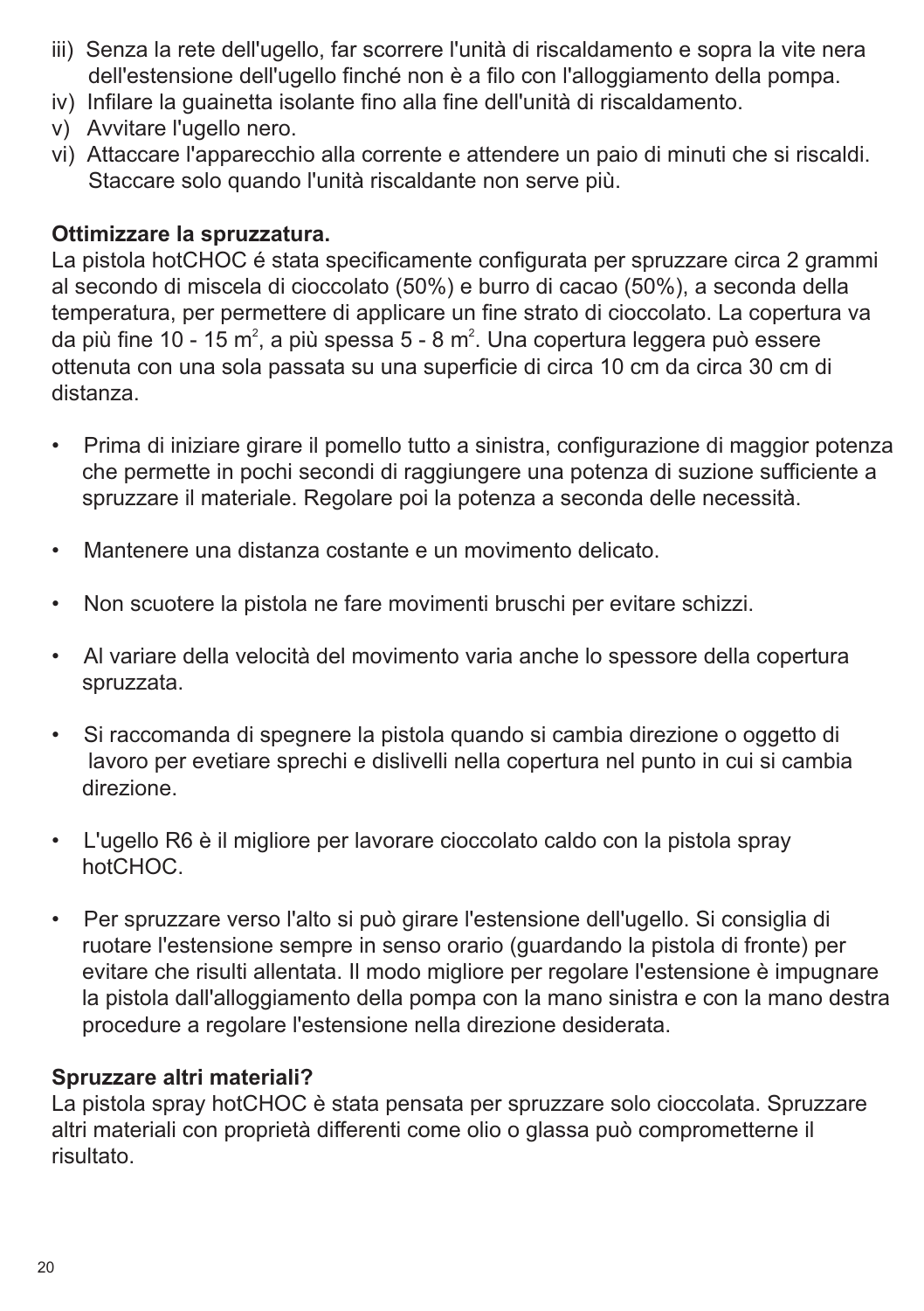iii) Senza la rete dell'ugello, far scorrere l'unità di riscaldamento e sopra la vite nera dell'estensione dell'ugello finché non è a filo con l'alloggiamento della pompa.
iv) Infilare la guainetta isolante fino alla fine dell'unità di riscaldamento.
v) Avvitare l'ugello nero.
vi) Attaccare l'apparecchio alla corrente e attendere un paio di minuti che si riscaldi. Staccare solo quando l'unità riscaldante non serve più.

**Ottimizzare la spruzzatura.**
La pistola hotCHOC é stata specificamente configurata per spruzzare circa 2 grammi al secondo di miscela di cioccolato (50%) e burro di cacao (50%), a seconda della temperatura, per permettere di applicare un fine strato di cioccolato. La copertura va da più fine 10 - 15 $m^2$, a più spessa 5 - 8 $m^2$. Una copertura leggera può essere ottenuta con una sola passata su una superficie di circa 10 cm da circa 30 cm di distanza.

- Prima di iniziare girare il pomello tutto a sinistra, configurazione di maggior potenza che permette in pochi secondi di raggiungere una potenza di suzione sufficiente a spruzzare il materiale. Regolare poi la potenza a seconda delle necessità.
- Mantenere una distanza costante e un movimento delicato.
- Non scuotere la pistola ne fare movimenti bruschi per evitare schizzi.
- Al variare della velocità del movimento varia anche lo spessore della copertura spruzzata.
- Si raccomanda di spegnere la pistola quando si cambia direzione o oggetto di lavoro per evetiare sprechi e dislivelli nella copertura nel punto in cui si cambia direzione.
- L'ugello R6 è il migliore per lavorare cioccolato caldo con la pistola spray hotCHOC.
- Per spruzzare verso l'alto si può girare l'estensione dell'ugello. Si consiglia di ruotare l'estensione sempre in senso orario (guardando la pistola di fronte) per evitare che risulti allentata. Il modo migliore per regolare l'estensione è impugnare la pistola dall'alloggiamento della pompa con la mano sinistra e con la mano destra procedure a regolare l'estensione nella direzione desiderata.

**Spruzzare altri materiali?**
La pistola spray hotCHOC è stata pensata per spruzzare solo cioccolata. Spruzzare altri materiali con proprietà differenti come olio o glassa può comprometterne il risultato.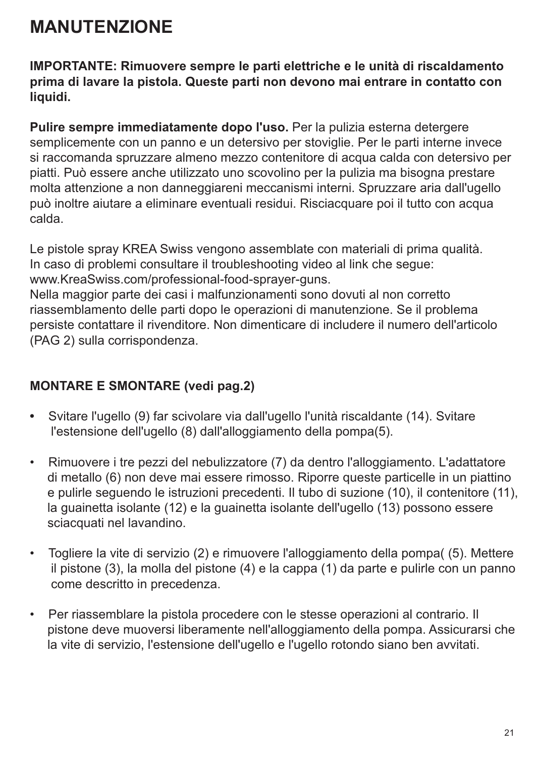# MANUTENZIONE

**IMPORTANTE: Rimuovere sempre le parti elettriche e le unità di riscaldamento prima di lavare la pistola. Queste parti non devono mai entrare in contatto con liquidi.**

**Pulire sempre immediatamente dopo l'uso.** Per la pulizia esterna detergere semplicemente con un panno e un detersivo per stoviglie. Per le parti interne invece si raccomanda spruzzare almeno mezzo contenitore di acqua calda con detersivo per piatti. Può essere anche utilizzato uno scovolino per la pulizia ma bisogna prestare molta attenzione a non danneggiareni meccanismi interni. Spruzzare aria dall'ugello può inoltre aiutare a eliminare eventuali residui. Risciacquare poi il tutto con acqua calda.

Le pistole spray KREA Swiss vengono assemblate con materiali di prima qualità.
In caso di problemi consultare il troubleshooting video al link che segue:
www.KreaSwiss.com/professional-food-sprayer-guns.
Nella maggior parte dei casi i malfunzionamenti sono dovuti al non corretto riassemblamento delle parti dopo le operazioni di manutenzione. Se il problema persiste contattare il rivenditore. Non dimenticare di includere il numero dell'articolo (PAG 2) sulla corrispondenza.

**MONTARE E SMONTARE (vedi pag.2)**

- Svitare l'ugello (9) far scivolare via dall'ugello l'unità riscaldante (14). Svitare l'estensione dell'ugello (8) dall'alloggiamento della pompa(5).
- Rimuovere i tre pezzi del nebulizzatore (7) da dentro l'alloggiamento. L'adattatore di metallo (6) non deve mai essere rimosso. Riporre queste particelle in un piattino e pulirle seguendo le istruzioni precedenti. Il tubo di suzione (10), il contenitore (11), la guainetta isolante (12) e la guainetta isolante dell'ugello (13) possono essere sciacquati nel lavandino.
- Togliere la vite di servizio (2) e rimuovere l'alloggiamento della pompa( (5). Mettere il pistone (3), la molla del pistone (4) e la cappa (1) da parte e pulirle con un panno come descritto in precedenza.
- Per riassemblare la pistola procedere con le stesse operazioni al contrario. Il pistone deve muoversi liberamente nell'alloggiamento della pompa. Assicurarsi che la vite di servizio, l'estensione dell'ugello e l'ugello rotondo siano ben avvitati.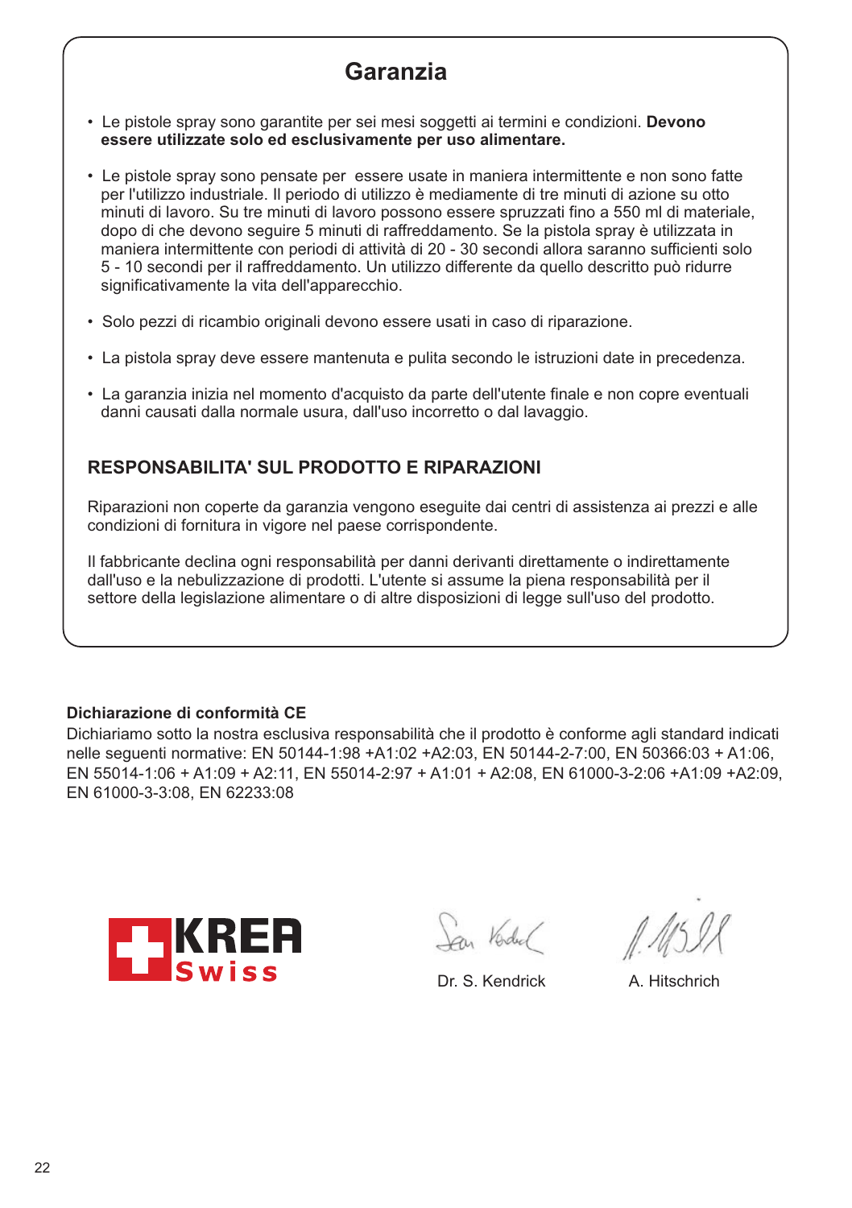## Garanzia

- Le pistole spray sono garantite per sei mesi soggetti ai termini e condizioni. **Devono essere utilizzate solo ed esclusivamente per uso alimentare.**
- Le pistole spray sono pensate per essere usate in maniera intermittente e non sono fatte per l'utilizzo industriale. Il periodo di utilizzo è mediamente di tre minuti di azione su otto minuti di lavoro. Su tre minuti di lavoro possono essere spruzzati fino a 550 ml di materiale, dopo di che devono seguire 5 minuti di raffreddamento. Se la pistola spray è utilizzata in maniera intermittente con periodi di attività di 20 - 30 secondi allora saranno sufficienti solo 5 - 10 secondi per il raffreddamento. Un utilizzo differente da quello descritto può ridurre significativamente la vita dell'apparecchio.
- Solo pezzi di ricambio originali devono essere usati in caso di riparazione.
- La pistola spray deve essere mantenuta e pulita secondo le istruzioni date in precedenza.
- La garanzia inizia nel momento d'acquisto da parte dell'utente finale e non copre eventuali danni causati dalla normale usura, dall'uso incorretto o dal lavaggio.

### RESPONSABILITA' SUL PRODOTTO E RIPARAZIONI

Riparazioni non coperte da garanzia vengono eseguite dai centri di assistenza ai prezzi e alle condizioni di fornitura in vigore nel paese corrispondente.

Il fabbricante declina ogni responsabilità per danni derivanti direttamente o indirettamente dall'uso e la nebulizzazione di prodotti. L'utente si assume la piena responsabilità per il settore della legislazione alimentare o di altre disposizioni di legge sull'uso del prodotto.

**Dichiarazione di conformità CE**

Dichiariamo sotto la nostra esclusiva responsabilità che il prodotto è conforme agli standard indicati nelle seguenti normative: EN 50144-1:98 +A1:02 +A2:03, EN 50144-2-7:00, EN 50366:03 + A1:06, EN 55014-1:06 + A1:09 + A2:11, EN 55014-2:97 + A1:01 + A2:08, EN 61000-3-2:06 +A1:09 +A2:09, EN 61000-3-3:08, EN 62233:08

KREA Swiss

Dr. S. Kendrick

A. Hitschrich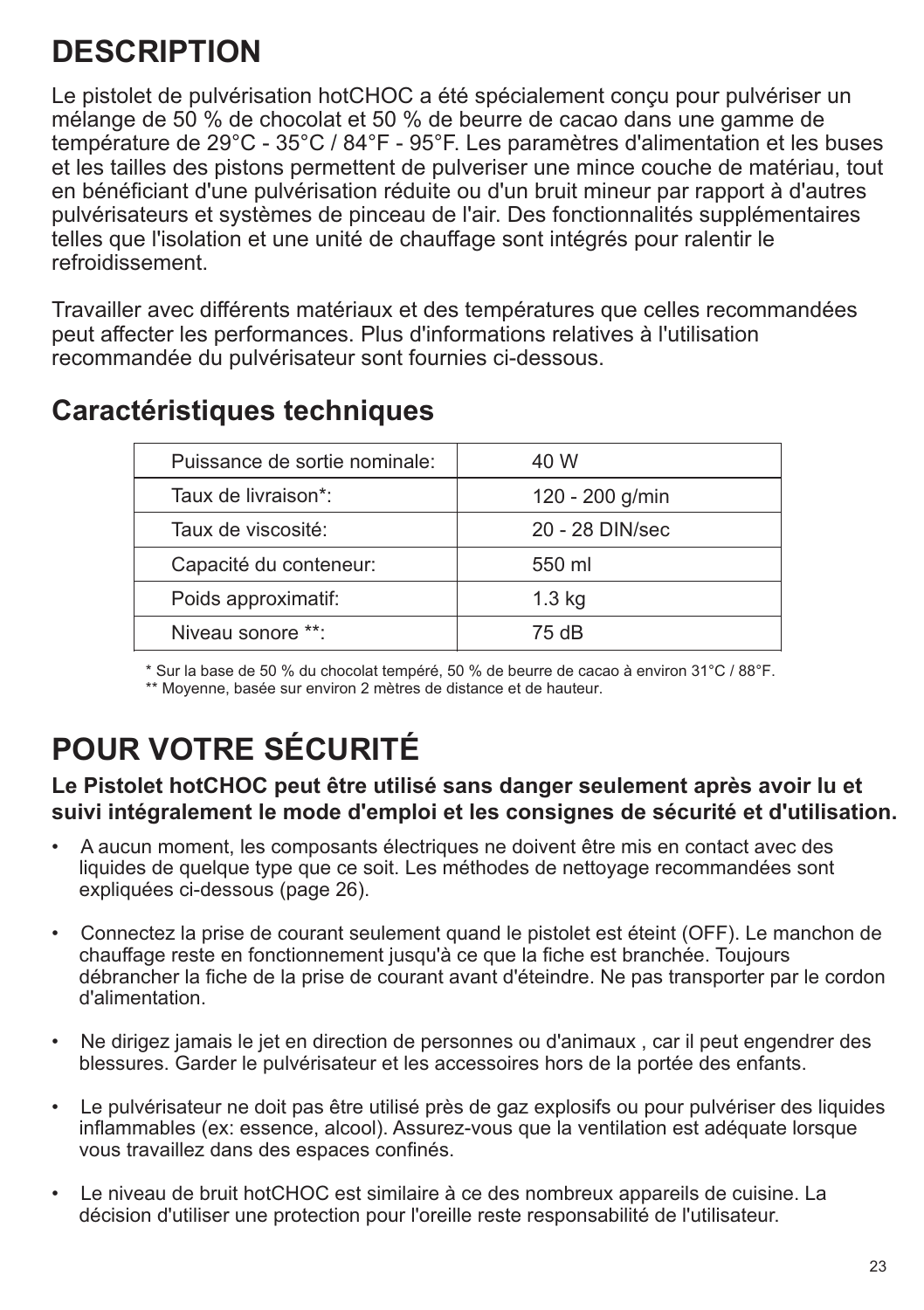# DESCRIPTION

Le pistolet de pulvérisation hotCHOC a été spécialement conçu pour pulvériser un mélange de 50 % de chocolat et 50 % de beurre de cacao dans une gamme de température de 29°C - 35°C / 84°F - 95°F. Les paramètres d'alimentation et les buses et les tailles des pistons permettent de pulveriser une mince couche de matériau, tout en bénéficiant d'une pulvérisation réduite ou d'un bruit mineur par rapport à d'autres pulvérisateurs et systèmes de pinceau de l'air. Des fonctionnalités supplémentaires telles que l'isolation et une unité de chauffage sont intégrés pour ralentir le refroidissement.

Travailler avec différents matériaux et des températures que celles recommandées peut affecter les performances. Plus d'informations relatives à l'utilisation recommandée du pulvérisateur sont fournies ci-dessous.

## Caractéristiques techniques

| | |
|---|---|
| Puissance de sortie nominale: | 40 W |
| Taux de livraison*: | 120 - 200 g/min |
| Taux de viscosité: | 20 - 28 DIN/sec |
| Capacité du conteneur: | 550 ml |
| Poids approximatif: | 1.3 kg |
| Niveau sonore **: | 75 dB |

\* Sur la base de 50 % du chocolat tempéré, 50 % de beurre de cacao à environ 31°C / 88°F.
** Moyenne, basée sur environ 2 mètres de distance et de hauteur.

# POUR VOTRE SÉCURITÉ

**Le Pistolet hotCHOC peut être utilisé sans danger seulement après avoir lu et suivi intégralement le mode d'emploi et les consignes de sécurité et d'utilisation.**

- A aucun moment, les composants électriques ne doivent être mis en contact avec des liquides de quelque type que ce soit. Les méthodes de nettoyage recommandées sont expliquées ci-dessous (page 26).

- Connectez la prise de courant seulement quand le pistolet est éteint (OFF). Le manchon de chauffage reste en fonctionnement jusqu'à ce que la fiche est branchée. Toujours débrancher la fiche de la prise de courant avant d'éteindre. Ne pas transporter par le cordon d'alimentation.

- Ne dirigez jamais le jet en direction de personnes ou d'animaux , car il peut engendrer des blessures. Garder le pulvérisateur et les accessoires hors de la portée des enfants.

- Le pulvérisateur ne doit pas être utilisé près de gaz explosifs ou pour pulvériser des liquides inflammables (ex: essence, alcool). Assurez-vous que la ventilation est adéquate lorsque vous travaillez dans des espaces confinés.

- Le niveau de bruit hotCHOC est similaire à ce des nombreux appareils de cuisine. La décision d'utiliser une protection pour l'oreille reste responsabilité de l'utilisateur.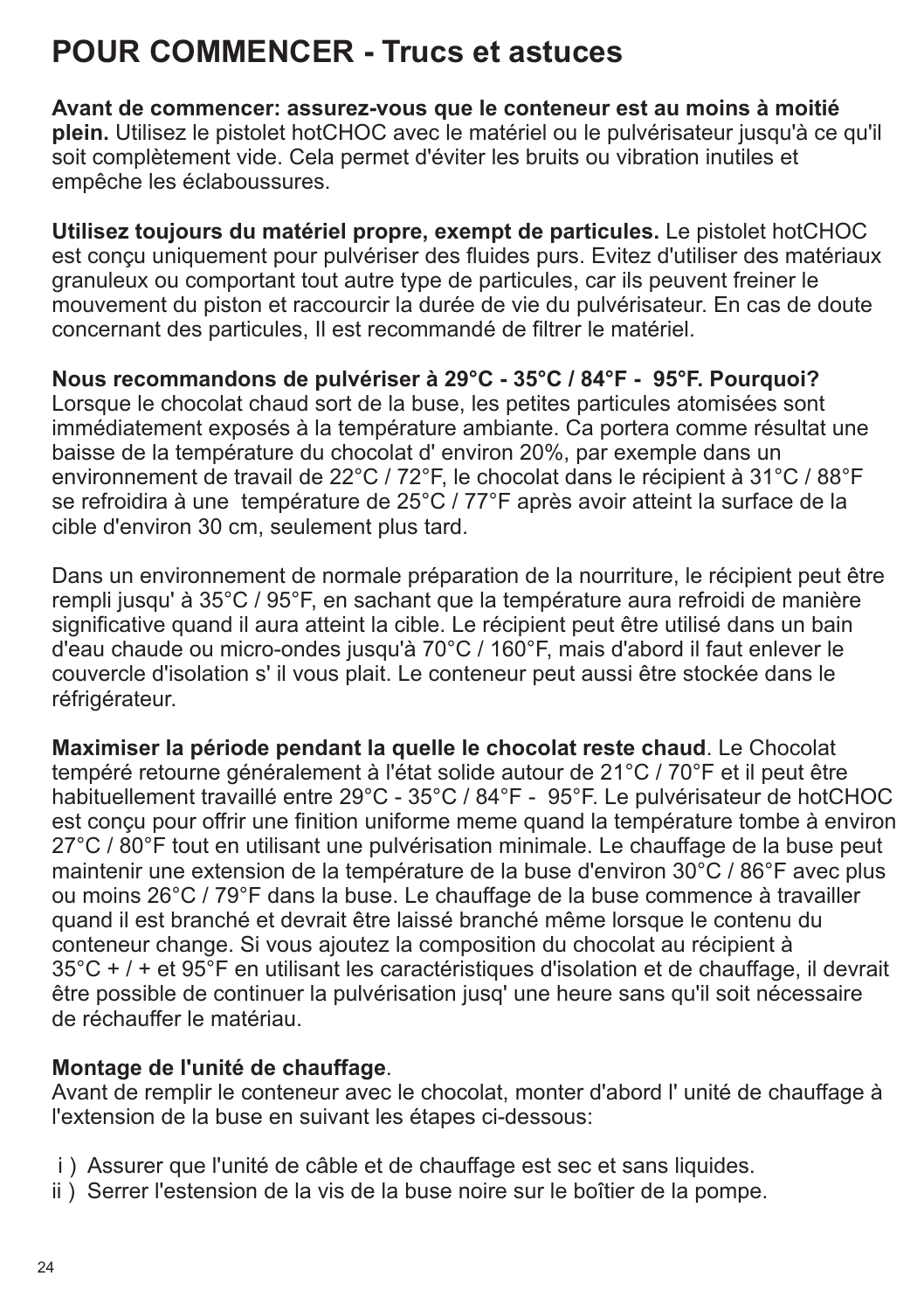# POUR COMMENCER - Trucs et astuces

**Avant de commencer: assurez-vous que le conteneur est au moins à moitié plein.** Utilisez le pistolet hotCHOC avec le matériel ou le pulvérisateur jusqu'à ce qu'il soit complètement vide. Cela permet d'éviter les bruits ou vibration inutiles et empêche les éclaboussures.

**Utilisez toujours du matériel propre, exempt de particules.** Le pistolet hotCHOC est conçu uniquement pour pulvériser des fluides purs. Evitez d'utiliser des matériaux granuleux ou comportant tout autre type de particules, car ils peuvent freiner le mouvement du piston et raccourcir la durée de vie du pulvérisateur. En cas de doute concernant des particules, Il est recommandé de filtrer le matériel.

**Nous recommandons de pulvériser à 29°C - 35°C / 84°F - 95°F. Pourquoi?** Lorsque le chocolat chaud sort de la buse, les petites particules atomisées sont immédiatement exposés à la température ambiante. Ca portera comme résultat une baisse de la température du chocolat d' environ 20%, par exemple dans un environnement de travail de 22°C / 72°F, le chocolat dans le récipient à 31°C / 88°F se refroidira à une température de 25°C / 77°F après avoir atteint la surface de la cible d'environ 30 cm, seulement plus tard.

Dans un environnement de normale préparation de la nourriture, le récipient peut être rempli jusqu' à 35°C / 95°F, en sachant que la température aura refroidi de manière significative quand il aura atteint la cible. Le récipient peut être utilisé dans un bain d'eau chaude ou micro-ondes jusqu'à 70°C / 160°F, mais d'abord il faut enlever le couvercle d'isolation s' il vous plait. Le conteneur peut aussi être stockée dans le réfrigérateur.

**Maximiser la période pendant la quelle le chocolat reste chaud**. Le Chocolat tempéré retourne généralement à l'état solide autour de 21°C / 70°F et il peut être habituellement travaillé entre 29°C - 35°C / 84°F - 95°F. Le pulvérisateur de hotCHOC est conçu pour offrir une finition uniforme meme quand la température tombe à environ 27°C / 80°F tout en utilisant une pulvérisation minimale. Le chauffage de la buse peut maintenir une extension de la température de la buse d'environ 30°C / 86°F avec plus ou moins 26°C / 79°F dans la buse. Le chauffage de la buse commence à travailler quand il est branché et devrait être laissé branché même lorsque le contenu du conteneur change. Si vous ajoutez la composition du chocolat au récipient à 35°C + / + et 95°F en utilisant les caractéristiques d'isolation et de chauffage, il devrait être possible de continuer la pulvérisation jusq' une heure sans qu'il soit nécessaire de réchauffer le matériau.

**Montage de l'unité de chauffage**.
Avant de remplir le conteneur avec le chocolat, monter d'abord l' unité de chauffage à l'extension de la buse en suivant les étapes ci-dessous:

i ) Assurer que l'unité de câble et de chauffage est sec et sans liquides.
ii ) Serrer l'estension de la vis de la buse noire sur le boîtier de la pompe.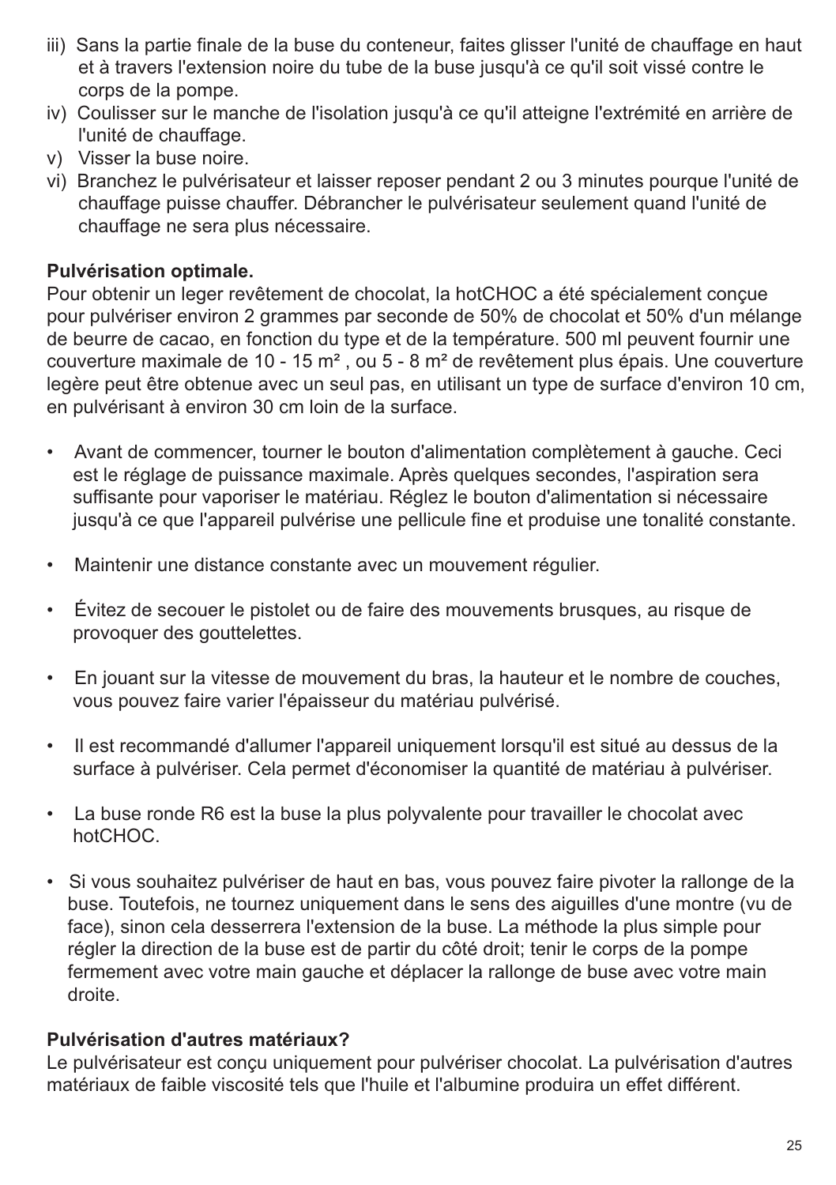iii) Sans la partie finale de la buse du conteneur, faites glisser l'unité de chauffage en haut et à travers l'extension noire du tube de la buse jusqu'à ce qu'il soit vissé contre le corps de la pompe.

iv) Coulisser sur le manche de l'isolation jusqu'à ce qu'il atteigne l'extrémité en arrière de l'unité de chauffage.

v) Visser la buse noire.

vi) Branchez le pulvérisateur et laisser reposer pendant 2 ou 3 minutes pourque l'unité de chauffage puisse chauffer. Débrancher le pulvérisateur seulement quand l'unité de chauffage ne sera plus nécessaire.

**Pulvérisation optimale.**

Pour obtenir un leger revêtement de chocolat, la hotCHOC a été spécialement conçue pour pulvériser environ 2 grammes par seconde de 50% de chocolat et 50% d'un mélange de beurre de cacao, en fonction du type et de la température. 500 ml peuvent fournir une couverture maximale de 10 - 15 m² , ou 5 - 8 m² de revêtement plus épais. Une couverture legère peut être obtenue avec un seul pas, en utilisant un type de surface d'environ 10 cm, en pulvérisant à environ 30 cm loin de la surface.

- Avant de commencer, tourner le bouton d'alimentation complètement à gauche. Ceci est le réglage de puissance maximale. Après quelques secondes, l'aspiration sera suffisante pour vaporiser le matériau. Réglez le bouton d'alimentation si nécessaire jusqu'à ce que l'appareil pulvérise une pellicule fine et produise une tonalité constante.

- Maintenir une distance constante avec un mouvement régulier.

- Évitez de secouer le pistolet ou de faire des mouvements brusques, au risque de provoquer des gouttelettes.

- En jouant sur la vitesse de mouvement du bras, la hauteur et le nombre de couches, vous pouvez faire varier l'épaisseur du matériau pulvérisé.

- Il est recommandé d'allumer l'appareil uniquement lorsqu'il est situé au dessus de la surface à pulvériser. Cela permet d'économiser la quantité de matériau à pulvériser.

- La buse ronde R6 est la buse la plus polyvalente pour travailler le chocolat avec hotCHOC.

- Si vous souhaitez pulvériser de haut en bas, vous pouvez faire pivoter la rallonge de la buse. Toutefois, ne tournez uniquement dans le sens des aiguilles d'une montre (vu de face), sinon cela desserrera l'extension de la buse. La méthode la plus simple pour régler la direction de la buse est de partir du côté droit; tenir le corps de la pompe fermement avec votre main gauche et déplacer la rallonge de buse avec votre main droite.

**Pulvérisation d'autres matériaux?**

Le pulvérisateur est conçu uniquement pour pulvériser chocolat. La pulvérisation d'autres matériaux de faible viscosité tels que l'huile et l'albumine produira un effet différent.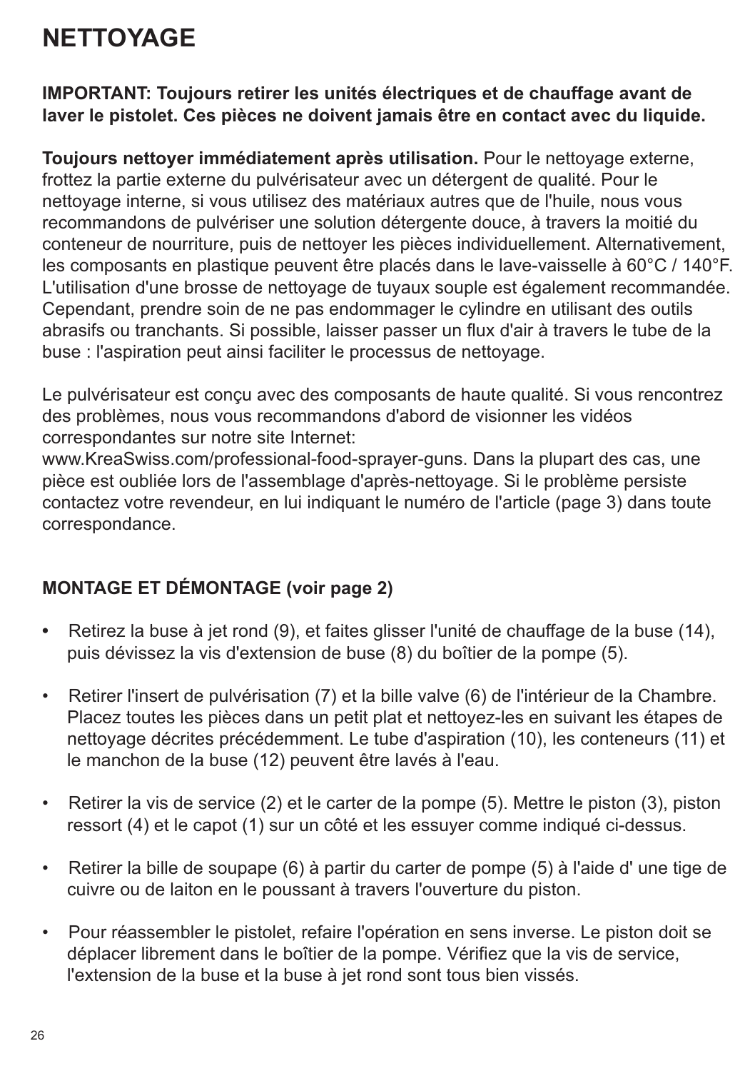# NETTOYAGE

**IMPORTANT: Toujours retirer les unités électriques et de chauffage avant de laver le pistolet. Ces pièces ne doivent jamais être en contact avec du liquide.**

**Toujours nettoyer immédiatement après utilisation.** Pour le nettoyage externe, frottez la partie externe du pulvérisateur avec un détergent de qualité. Pour le nettoyage interne, si vous utilisez des matériaux autres que de l'huile, nous vous recommandons de pulvériser une solution détergente douce, à travers la moitié du conteneur de nourriture, puis de nettoyer les pièces individuellement. Alternativement, les composants en plastique peuvent être placés dans le lave-vaisselle à 60°C / 140°F. L'utilisation d'une brosse de nettoyage de tuyaux souple est également recommandée. Cependant, prendre soin de ne pas endommager le cylindre en utilisant des outils abrasifs ou tranchants. Si possible, laisser passer un flux d'air à travers le tube de la buse : l'aspiration peut ainsi faciliter le processus de nettoyage.

Le pulvérisateur est conçu avec des composants de haute qualité. Si vous rencontrez des problèmes, nous vous recommandons d'abord de visionner les vidéos correspondantes sur notre site Internet: www.KreaSwiss.com/professional-food-sprayer-guns. Dans la plupart des cas, une pièce est oubliée lors de l'assemblage d'après-nettoyage. Si le problème persiste contactez votre revendeur, en lui indiquant le numéro de l'article (page 3) dans toute correspondance.

## MONTAGE ET DÉMONTAGE (voir page 2)

- Retirez la buse à jet rond (9), et faites glisser l'unité de chauffage de la buse (14), puis dévissez la vis d'extension de buse (8) du boîtier de la pompe (5).
- Retirer l'insert de pulvérisation (7) et la bille valve (6) de l'intérieur de la Chambre. Placez toutes les pièces dans un petit plat et nettoyez-les en suivant les étapes de nettoyage décrites précédemment. Le tube d'aspiration (10), les conteneurs (11) et le manchon de la buse (12) peuvent être lavés à l'eau.
- Retirer la vis de service (2) et le carter de la pompe (5). Mettre le piston (3), piston ressort (4) et le capot (1) sur un côté et les essuyer comme indiqué ci-dessus.
- Retirer la bille de soupape (6) à partir du carter de pompe (5) à l'aide d' une tige de cuivre ou de laiton en le poussant à travers l'ouverture du piston.
- Pour réassembler le pistolet, refaire l'opération en sens inverse. Le piston doit se déplacer librement dans le boîtier de la pompe. Vérifiez que la vis de service, l'extension de la buse et la buse à jet rond sont tous bien vissés.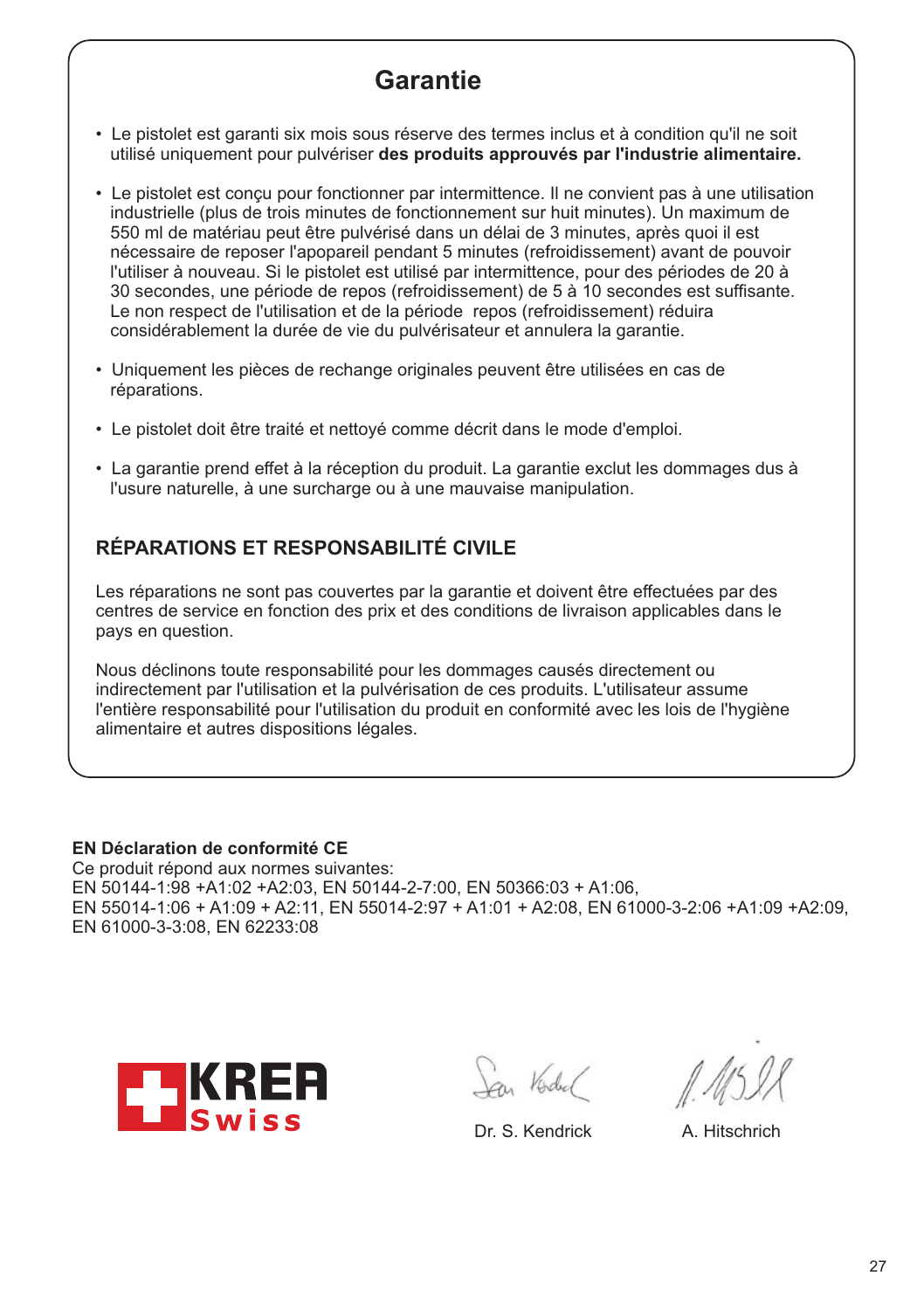## Garantie

- Le pistolet est garanti six mois sous réserve des termes inclus et à condition qu'il ne soit utilisé uniquement pour pulvériser **des produits approuvés par l'industrie alimentaire.**
- Le pistolet est conçu pour fonctionner par intermittence. Il ne convient pas à une utilisation industrielle (plus de trois minutes de fonctionnement sur huit minutes). Un maximum de 550 ml de matériau peut être pulvérisé dans un délai de 3 minutes, après quoi il est nécessaire de reposer l'apopareil pendant 5 minutes (refroidissement) avant de pouvoir l'utiliser à nouveau. Si le pistolet est utilisé par intermittence, pour des périodes de 20 à 30 secondes, une période de repos (refroidissement) de 5 à 10 secondes est suffisante. Le non respect de l'utilisation et de la période repos (refroidissement) réduira considérablement la durée de vie du pulvérisateur et annulera la garantie.
- Uniquement les pièces de rechange originales peuvent être utilisées en cas de réparations.
- Le pistolet doit être traité et nettoyé comme décrit dans le mode d'emploi.
- La garantie prend effet à la réception du produit. La garantie exclut les dommages dus à l'usure naturelle, à une surcharge ou à une mauvaise manipulation.

### RÉPARATIONS ET RESPONSABILITÉ CIVILE

Les réparations ne sont pas couvertes par la garantie et doivent être effectuées par des centres de service en fonction des prix et des conditions de livraison applicables dans le pays en question.

Nous déclinons toute responsabilité pour les dommages causés directement ou indirectement par l'utilisation et la pulvérisation de ces produits. L'utilisateur assume l'entière responsabilité pour l'utilisation du produit en conformité avec les lois de l'hygiène alimentaire et autres dispositions légales.

**EN Déclaration de conformité CE**
Ce produit répond aux normes suivantes:
EN 50144-1:98 +A1:02 +A2:03, EN 50144-2-7:00, EN 50366:03 + A1:06,
EN 55014-1:06 + A1:09 + A2:11, EN 55014-2:97 + A1:01 + A2:08, EN 61000-3-2:06 +A1:09 +A2:09,
EN 61000-3-3:08, EN 62233:08

KREA Swiss

Dr. S. Kendrick

A. Hitschrich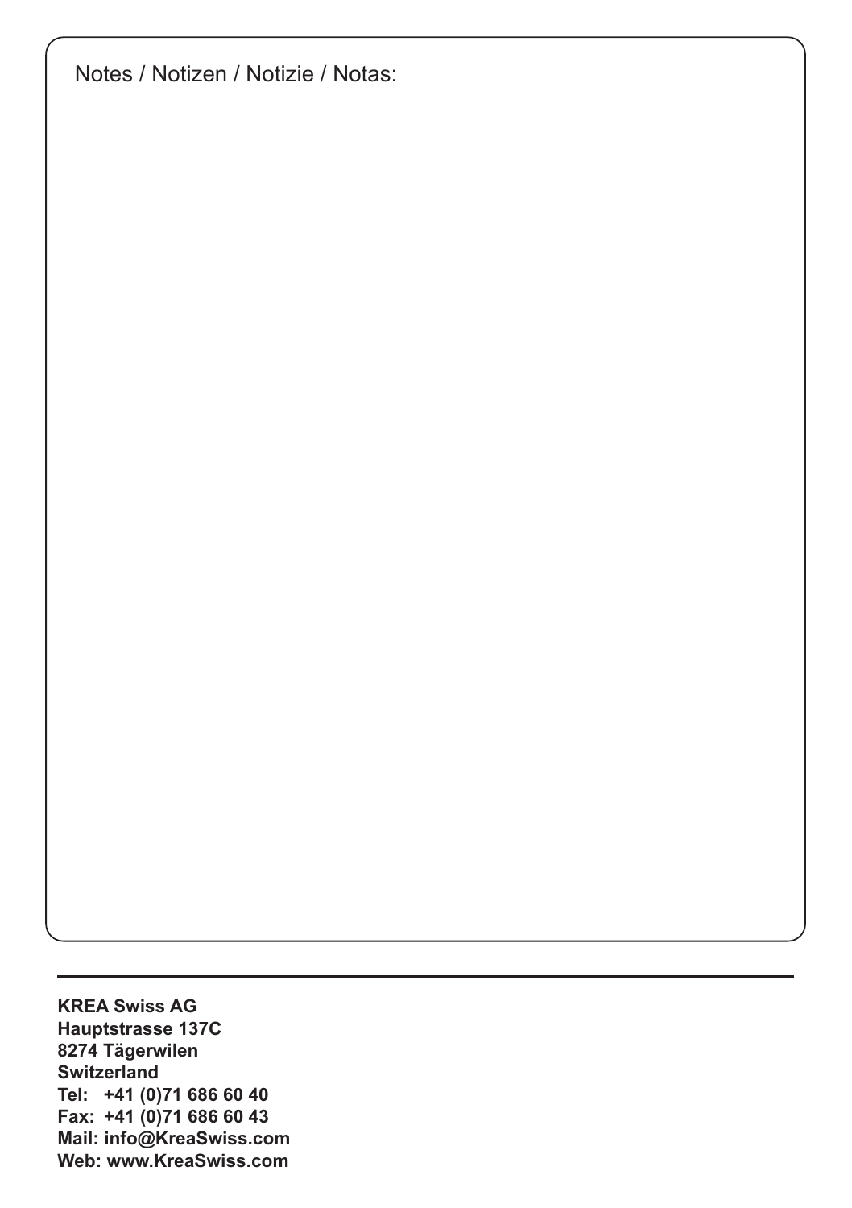Notes / Notizen / Notizie / Notas:

---

**KREA Swiss AG**
**Hauptstrasse 137C**
**8274 Tägerwilen**
**Switzerland**
**Tel: +41 (0)71 686 60 40**
**Fax: +41 (0)71 686 60 43**
**Mail: info@KreaSwiss.com**
**Web: www.KreaSwiss.com**